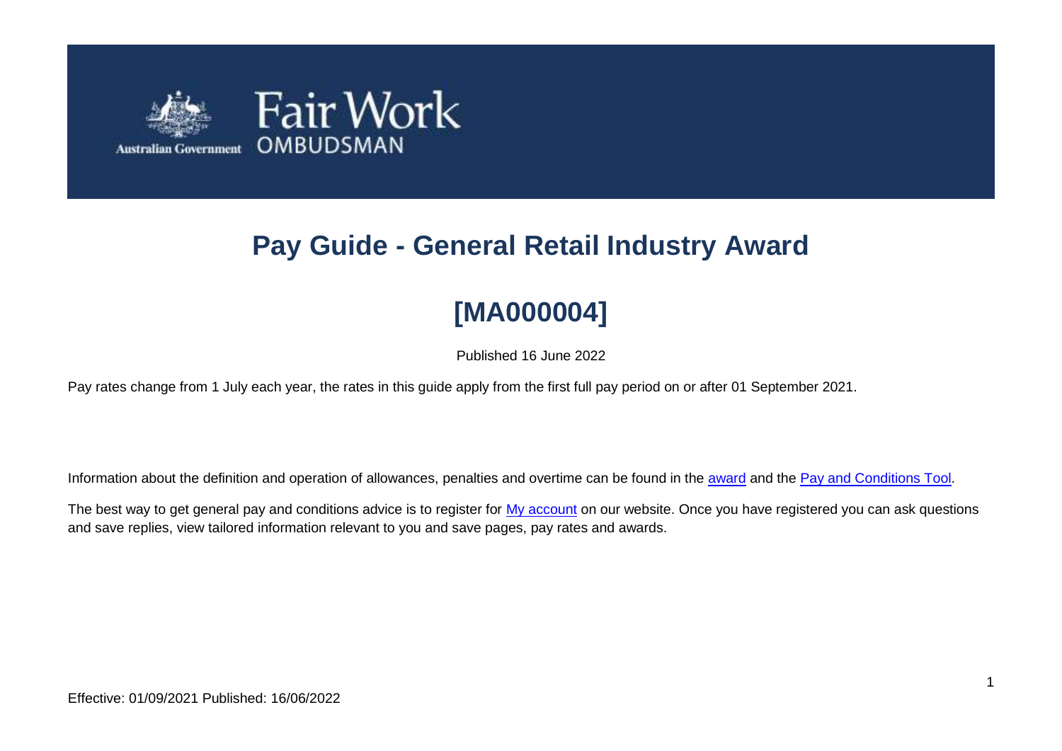# Pay Guide - General Retail Industry Award

## [MA000004]

Published 16 June 2022

Pay rates change from 1 July each year, the rates in this guide apply from the first full pay period on or after 01 September 2021.

Information about the definition and operation of allowances, penalties and overtime can be found in the award and the Pay and Conditions Tool.

The best way to get general pay and conditions advice is to register for My account on our website. Once you have registered you can ask questions and save replies, view tailored information relevant to you and save pages, pay rates and awards.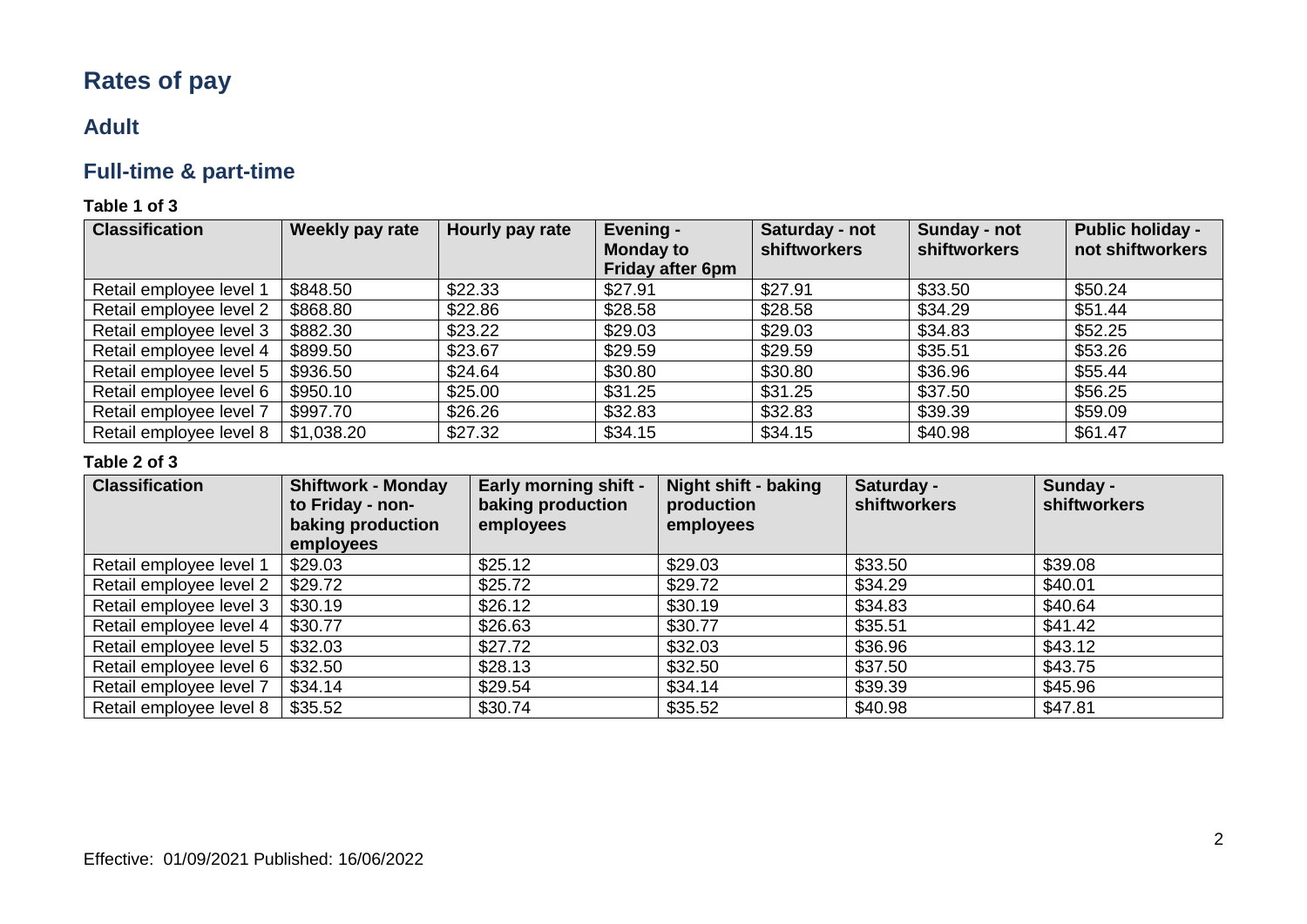# Rates of pay

## Adult

## Full-time & part-time

**Table 1 of 3**

| Classification | Weekly pay rate | Hourly pay rate | Evening - Monday to Friday after 6pm | Saturday - not shiftworkers | Sunday - not shiftworkers | Public holiday - not shiftworkers |
|---|---|---|---|---|---|---|
| Retail employee level 1 | $848.50 | $22.33 | $27.91 | $27.91 | $33.50 | $50.24 |
| Retail employee level 2 | $868.80 | $22.86 | $28.58 | $28.58 | $34.29 | $51.44 |
| Retail employee level 3 | $882.30 | $23.22 | $29.03 | $29.03 | $34.83 | $52.25 |
| Retail employee level 4 | $899.50 | $23.67 | $29.59 | $29.59 | $35.51 | $53.26 |
| Retail employee level 5 | $936.50 | $24.64 | $30.80 | $30.80 | $36.96 | $55.44 |
| Retail employee level 6 | $950.10 | $25.00 | $31.25 | $31.25 | $37.50 | $56.25 |
| Retail employee level 7 | $997.70 | $26.26 | $32.83 | $32.83 | $39.39 | $59.09 |
| Retail employee level 8 | $1,038.20 | $27.32 | $34.15 | $34.15 | $40.98 | $61.47 |

**Table 2 of 3**

| Classification | Shiftwork - Monday to Friday - non-baking production employees | Early morning shift - baking production employees | Night shift - baking production employees | Saturday - shiftworkers | Sunday - shiftworkers |
|---|---|---|---|---|---|
| Retail employee level 1 | $29.03 | $25.12 | $29.03 | $33.50 | $39.08 |
| Retail employee level 2 | $29.72 | $25.72 | $29.72 | $34.29 | $40.01 |
| Retail employee level 3 | $30.19 | $26.12 | $30.19 | $34.83 | $40.64 |
| Retail employee level 4 | $30.77 | $26.63 | $30.77 | $35.51 | $41.42 |
| Retail employee level 5 | $32.03 | $27.72 | $32.03 | $36.96 | $43.12 |
| Retail employee level 6 | $32.50 | $28.13 | $32.50 | $37.50 | $43.75 |
| Retail employee level 7 | $34.14 | $29.54 | $34.14 | $39.39 | $45.96 |
| Retail employee level 8 | $35.52 | $30.74 | $35.52 | $40.98 | $47.81 |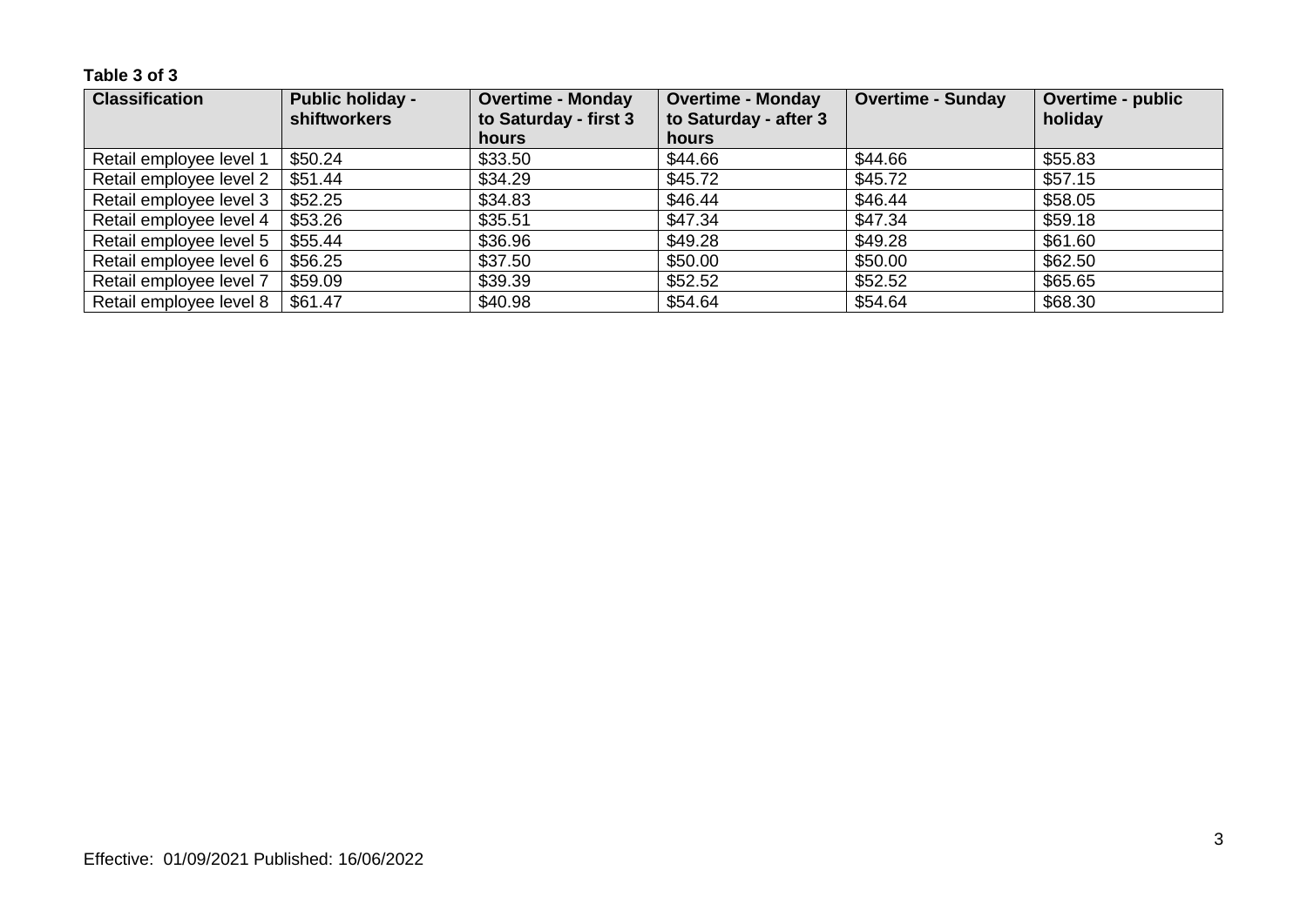**Table 3 of 3**

| Classification | Public holiday - shiftworkers | Overtime - Monday to Saturday - first 3 hours | Overtime - Monday to Saturday - after 3 hours | Overtime - Sunday | Overtime - public holiday |
|---|---|---|---|---|---|
| Retail employee level 1 | $50.24 | $33.50 | $44.66 | $44.66 | $55.83 |
| Retail employee level 2 | $51.44 | $34.29 | $45.72 | $45.72 | $57.15 |
| Retail employee level 3 | $52.25 | $34.83 | $46.44 | $46.44 | $58.05 |
| Retail employee level 4 | $53.26 | $35.51 | $47.34 | $47.34 | $59.18 |
| Retail employee level 5 | $55.44 | $36.96 | $49.28 | $49.28 | $61.60 |
| Retail employee level 6 | $56.25 | $37.50 | $50.00 | $50.00 | $62.50 |
| Retail employee level 7 | $59.09 | $39.39 | $52.52 | $52.52 | $65.65 |
| Retail employee level 8 | $61.47 | $40.98 | $54.64 | $54.64 | $68.30 |

Effective: 01/09/2021 Published: 16/06/2022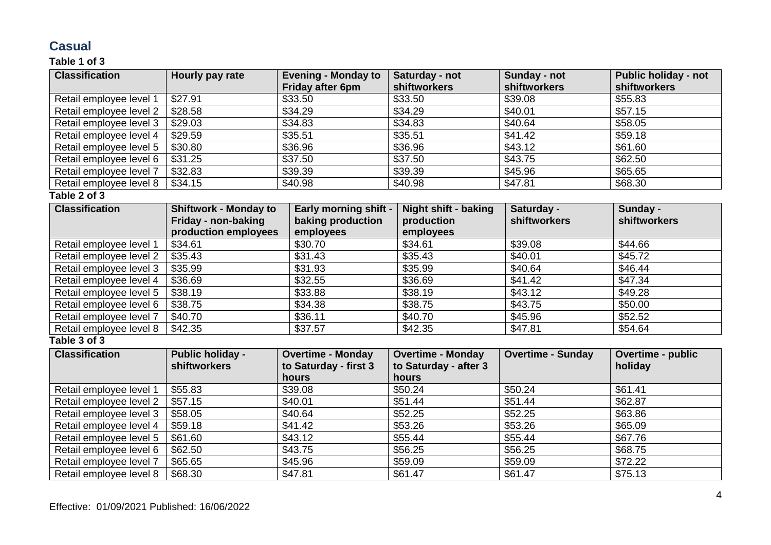## Casual

**Table 1 of 3**

| Classification | Hourly pay rate | Evening - Monday to Friday after 6pm | Saturday - not shiftworkers | Sunday - not shiftworkers | Public holiday - not shiftworkers |
|---|---|---|---|---|---|
| Retail employee level 1 | $27.91 | $33.50 | $33.50 | $39.08 | $55.83 |
| Retail employee level 2 | $28.58 | $34.29 | $34.29 | $40.01 | $57.15 |
| Retail employee level 3 | $29.03 | $34.83 | $34.83 | $40.64 | $58.05 |
| Retail employee level 4 | $29.59 | $35.51 | $35.51 | $41.42 | $59.18 |
| Retail employee level 5 | $30.80 | $36.96 | $36.96 | $43.12 | $61.60 |
| Retail employee level 6 | $31.25 | $37.50 | $37.50 | $43.75 | $62.50 |
| Retail employee level 7 | $32.83 | $39.39 | $39.39 | $45.96 | $65.65 |
| Retail employee level 8 | $34.15 | $40.98 | $40.98 | $47.81 | $68.30 |

**Table 2 of 3**

| Classification | Shiftwork - Monday to Friday - non-baking production employees | Early morning shift - baking production employees | Night shift - baking production employees | Saturday - shiftworkers | Sunday - shiftworkers |
|---|---|---|---|---|---|
| Retail employee level 1 | $34.61 | $30.70 | $34.61 | $39.08 | $44.66 |
| Retail employee level 2 | $35.43 | $31.43 | $35.43 | $40.01 | $45.72 |
| Retail employee level 3 | $35.99 | $31.93 | $35.99 | $40.64 | $46.44 |
| Retail employee level 4 | $36.69 | $32.55 | $36.69 | $41.42 | $47.34 |
| Retail employee level 5 | $38.19 | $33.88 | $38.19 | $43.12 | $49.28 |
| Retail employee level 6 | $38.75 | $34.38 | $38.75 | $43.75 | $50.00 |
| Retail employee level 7 | $40.70 | $36.11 | $40.70 | $45.96 | $52.52 |
| Retail employee level 8 | $42.35 | $37.57 | $42.35 | $47.81 | $54.64 |

**Table 3 of 3**

| Classification | Public holiday - shiftworkers | Overtime - Monday to Saturday - first 3 hours | Overtime - Monday to Saturday - after 3 hours | Overtime - Sunday | Overtime - public holiday |
|---|---|---|---|---|---|
| Retail employee level 1 | $55.83 | $39.08 | $50.24 | $50.24 | $61.41 |
| Retail employee level 2 | $57.15 | $40.01 | $51.44 | $51.44 | $62.87 |
| Retail employee level 3 | $58.05 | $40.64 | $52.25 | $52.25 | $63.86 |
| Retail employee level 4 | $59.18 | $41.42 | $53.26 | $53.26 | $65.09 |
| Retail employee level 5 | $61.60 | $43.12 | $55.44 | $55.44 | $67.76 |
| Retail employee level 6 | $62.50 | $43.75 | $56.25 | $56.25 | $68.75 |
| Retail employee level 7 | $65.65 | $45.96 | $59.09 | $59.09 | $72.22 |
| Retail employee level 8 | $68.30 | $47.81 | $61.47 | $61.47 | $75.13 |

Effective: 01/09/2021 Published: 16/06/2022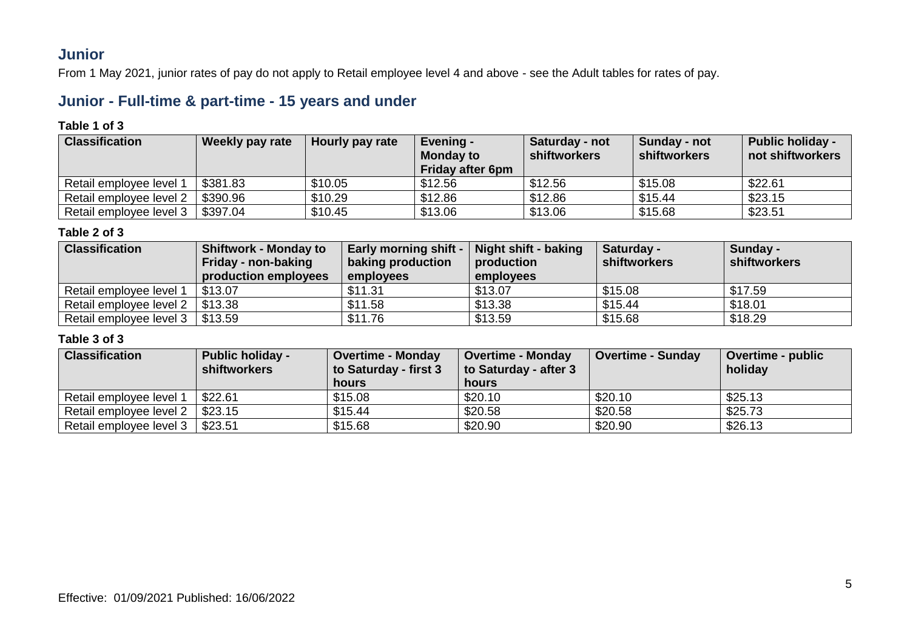## Junior

From 1 May 2021, junior rates of pay do not apply to Retail employee level 4 and above - see the Adult tables for rates of pay.

## Junior - Full-time & part-time - 15 years and under

**Table 1 of 3**

| Classification | Weekly pay rate | Hourly pay rate | Evening - Monday to Friday after 6pm | Saturday - not shiftworkers | Sunday - not shiftworkers | Public holiday - not shiftworkers |
|---|---|---|---|---|---|---|
| Retail employee level 1 | $381.83 | $10.05 | $12.56 | $12.56 | $15.08 | $22.61 |
| Retail employee level 2 | $390.96 | $10.29 | $12.86 | $12.86 | $15.44 | $23.15 |
| Retail employee level 3 | $397.04 | $10.45 | $13.06 | $13.06 | $15.68 | $23.51 |

**Table 2 of 3**

| Classification | Shiftwork - Monday to Friday - non-baking production employees | Early morning shift - baking production employees | Night shift - baking production employees | Saturday - shiftworkers | Sunday - shiftworkers |
|---|---|---|---|---|---|
| Retail employee level 1 | $13.07 | $11.31 | $13.07 | $15.08 | $17.59 |
| Retail employee level 2 | $13.38 | $11.58 | $13.38 | $15.44 | $18.01 |
| Retail employee level 3 | $13.59 | $11.76 | $13.59 | $15.68 | $18.29 |

**Table 3 of 3**

| Classification | Public holiday - shiftworkers | Overtime - Monday to Saturday - first 3 hours | Overtime - Monday to Saturday - after 3 hours | Overtime - Sunday | Overtime - public holiday |
|---|---|---|---|---|---|
| Retail employee level 1 | $22.61 | $15.08 | $20.10 | $20.10 | $25.13 |
| Retail employee level 2 | $23.15 | $15.44 | $20.58 | $20.58 | $25.73 |
| Retail employee level 3 | $23.51 | $15.68 | $20.90 | $20.90 | $26.13 |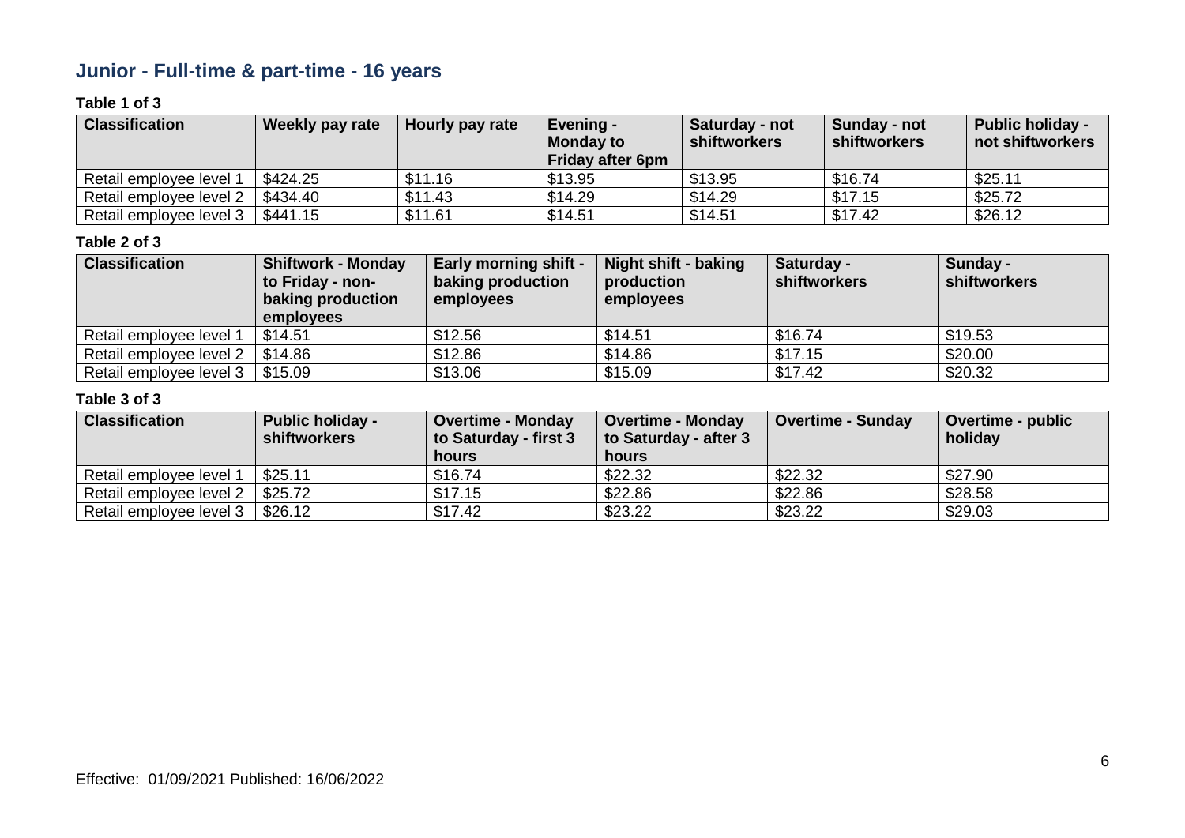## Junior - Full-time & part-time - 16 years

**Table 1 of 3**

| Classification | Weekly pay rate | Hourly pay rate | Evening - Monday to Friday after 6pm | Saturday - not shiftworkers | Sunday - not shiftworkers | Public holiday - not shiftworkers |
|---|---|---|---|---|---|---|
| Retail employee level 1 | $424.25 | $11.16 | $13.95 | $13.95 | $16.74 | $25.11 |
| Retail employee level 2 | $434.40 | $11.43 | $14.29 | $14.29 | $17.15 | $25.72 |
| Retail employee level 3 | $441.15 | $11.61 | $14.51 | $14.51 | $17.42 | $26.12 |

**Table 2 of 3**

| Classification | Shiftwork - Monday to Friday - non-baking production employees | Early morning shift - baking production employees | Night shift - baking production employees | Saturday - shiftworkers | Sunday - shiftworkers |
|---|---|---|---|---|---|
| Retail employee level 1 | $14.51 | $12.56 | $14.51 | $16.74 | $19.53 |
| Retail employee level 2 | $14.86 | $12.86 | $14.86 | $17.15 | $20.00 |
| Retail employee level 3 | $15.09 | $13.06 | $15.09 | $17.42 | $20.32 |

**Table 3 of 3**

| Classification | Public holiday - shiftworkers | Overtime - Monday to Saturday - first 3 hours | Overtime - Monday to Saturday - after 3 hours | Overtime - Sunday | Overtime - public holiday |
|---|---|---|---|---|---|
| Retail employee level 1 | $25.11 | $16.74 | $22.32 | $22.32 | $27.90 |
| Retail employee level 2 | $25.72 | $17.15 | $22.86 | $22.86 | $28.58 |
| Retail employee level 3 | $26.12 | $17.42 | $23.22 | $23.22 | $29.03 |

Effective: 01/09/2021 Published: 16/06/2022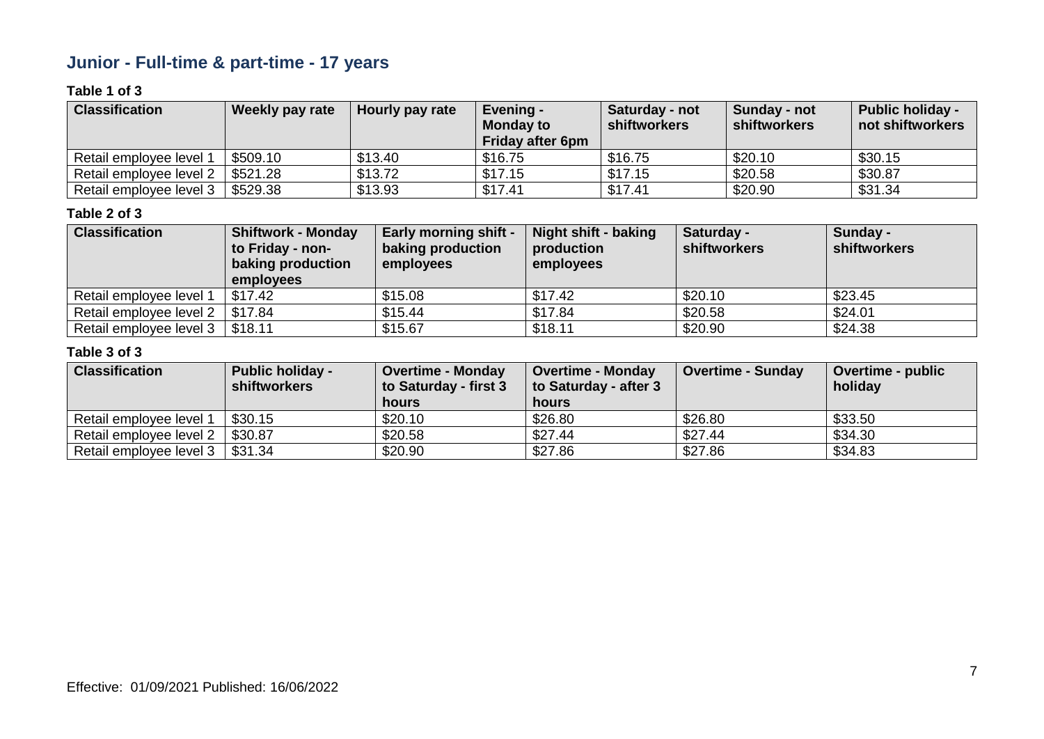## Junior - Full-time & part-time - 17 years

**Table 1 of 3**

| Classification | Weekly pay rate | Hourly pay rate | Evening - Monday to Friday after 6pm | Saturday - not shiftworkers | Sunday - not shiftworkers | Public holiday - not shiftworkers |
|---|---|---|---|---|---|---|
| Retail employee level 1 | $509.10 | $13.40 | $16.75 | $16.75 | $20.10 | $30.15 |
| Retail employee level 2 | $521.28 | $13.72 | $17.15 | $17.15 | $20.58 | $30.87 |
| Retail employee level 3 | $529.38 | $13.93 | $17.41 | $17.41 | $20.90 | $31.34 |

**Table 2 of 3**

| Classification | Shiftwork - Monday to Friday - non-baking production employees | Early morning shift - baking production employees | Night shift - baking production employees | Saturday - shiftworkers | Sunday - shiftworkers |
|---|---|---|---|---|---|
| Retail employee level 1 | $17.42 | $15.08 | $17.42 | $20.10 | $23.45 |
| Retail employee level 2 | $17.84 | $15.44 | $17.84 | $20.58 | $24.01 |
| Retail employee level 3 | $18.11 | $15.67 | $18.11 | $20.90 | $24.38 |

**Table 3 of 3**

| Classification | Public holiday - shiftworkers | Overtime - Monday to Saturday - first 3 hours | Overtime - Monday to Saturday - after 3 hours | Overtime - Sunday | Overtime - public holiday |
|---|---|---|---|---|---|
| Retail employee level 1 | $30.15 | $20.10 | $26.80 | $26.80 | $33.50 |
| Retail employee level 2 | $30.87 | $20.58 | $27.44 | $27.44 | $34.30 |
| Retail employee level 3 | $31.34 | $20.90 | $27.86 | $27.86 | $34.83 |

Effective: 01/09/2021 Published: 16/06/2022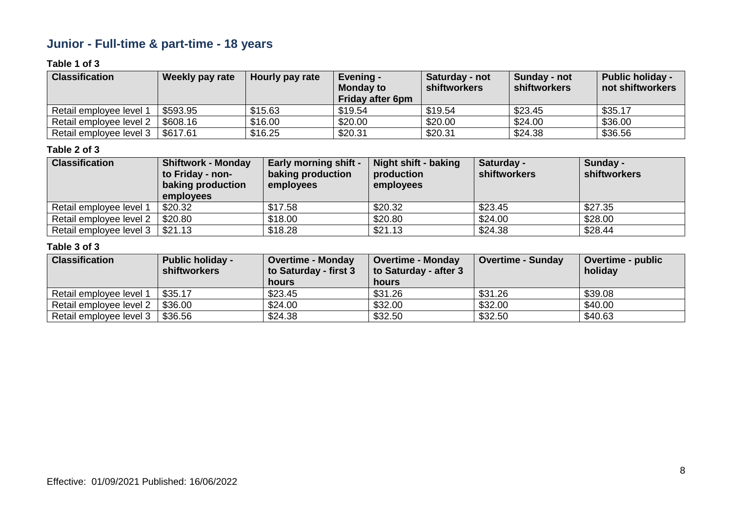## Junior - Full-time & part-time - 18 years

**Table 1 of 3**

| Classification | Weekly pay rate | Hourly pay rate | Evening - Monday to Friday after 6pm | Saturday - not shiftworkers | Sunday - not shiftworkers | Public holiday - not shiftworkers |
|---|---|---|---|---|---|---|
| Retail employee level 1 | $593.95 | $15.63 | $19.54 | $19.54 | $23.45 | $35.17 |
| Retail employee level 2 | $608.16 | $16.00 | $20.00 | $20.00 | $24.00 | $36.00 |
| Retail employee level 3 | $617.61 | $16.25 | $20.31 | $20.31 | $24.38 | $36.56 |

**Table 2 of 3**

| Classification | Shiftwork - Monday to Friday - non-baking production employees | Early morning shift - baking production employees | Night shift - baking production employees | Saturday - shiftworkers | Sunday - shiftworkers |
|---|---|---|---|---|---|
| Retail employee level 1 | $20.32 | $17.58 | $20.32 | $23.45 | $27.35 |
| Retail employee level 2 | $20.80 | $18.00 | $20.80 | $24.00 | $28.00 |
| Retail employee level 3 | $21.13 | $18.28 | $21.13 | $24.38 | $28.44 |

**Table 3 of 3**

| Classification | Public holiday - shiftworkers | Overtime - Monday to Saturday - first 3 hours | Overtime - Monday to Saturday - after 3 hours | Overtime - Sunday | Overtime - public holiday |
|---|---|---|---|---|---|
| Retail employee level 1 | $35.17 | $23.45 | $31.26 | $31.26 | $39.08 |
| Retail employee level 2 | $36.00 | $24.00 | $32.00 | $32.00 | $40.00 |
| Retail employee level 3 | $36.56 | $24.38 | $32.50 | $32.50 | $40.63 |

Effective: 01/09/2021 Published: 16/06/2022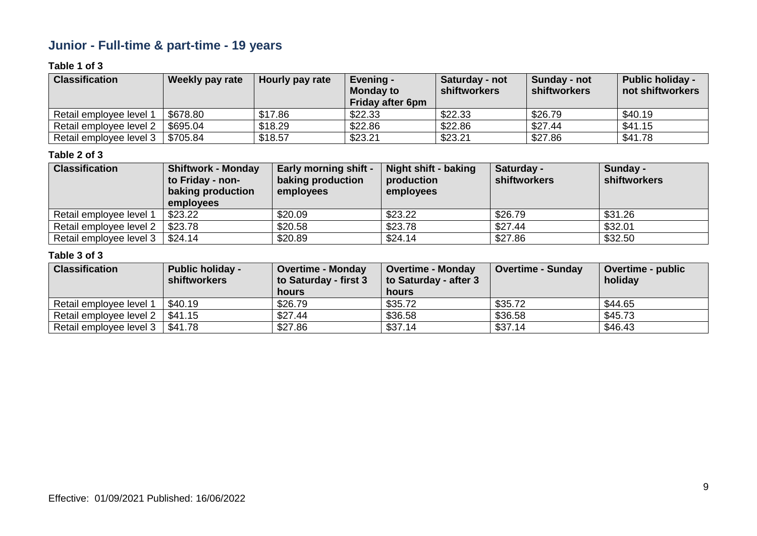## Junior - Full-time & part-time - 19 years

**Table 1 of 3**

| Classification | Weekly pay rate | Hourly pay rate | Evening - Monday to Friday after 6pm | Saturday - not shiftworkers | Sunday - not shiftworkers | Public holiday - not shiftworkers |
|---|---|---|---|---|---|---|
| Retail employee level 1 | $678.80 | $17.86 | $22.33 | $22.33 | $26.79 | $40.19 |
| Retail employee level 2 | $695.04 | $18.29 | $22.86 | $22.86 | $27.44 | $41.15 |
| Retail employee level 3 | $705.84 | $18.57 | $23.21 | $23.21 | $27.86 | $41.78 |

**Table 2 of 3**

| Classification | Shiftwork - Monday to Friday - non-baking production employees | Early morning shift - baking production employees | Night shift - baking production employees | Saturday - shiftworkers | Sunday - shiftworkers |
|---|---|---|---|---|---|
| Retail employee level 1 | $23.22 | $20.09 | $23.22 | $26.79 | $31.26 |
| Retail employee level 2 | $23.78 | $20.58 | $23.78 | $27.44 | $32.01 |
| Retail employee level 3 | $24.14 | $20.89 | $24.14 | $27.86 | $32.50 |

**Table 3 of 3**

| Classification | Public holiday - shiftworkers | Overtime - Monday to Saturday - first 3 hours | Overtime - Monday to Saturday - after 3 hours | Overtime - Sunday | Overtime - public holiday |
|---|---|---|---|---|---|
| Retail employee level 1 | $40.19 | $26.79 | $35.72 | $35.72 | $44.65 |
| Retail employee level 2 | $41.15 | $27.44 | $36.58 | $36.58 | $45.73 |
| Retail employee level 3 | $41.78 | $27.86 | $37.14 | $37.14 | $46.43 |

Effective: 01/09/2021 Published: 16/06/2022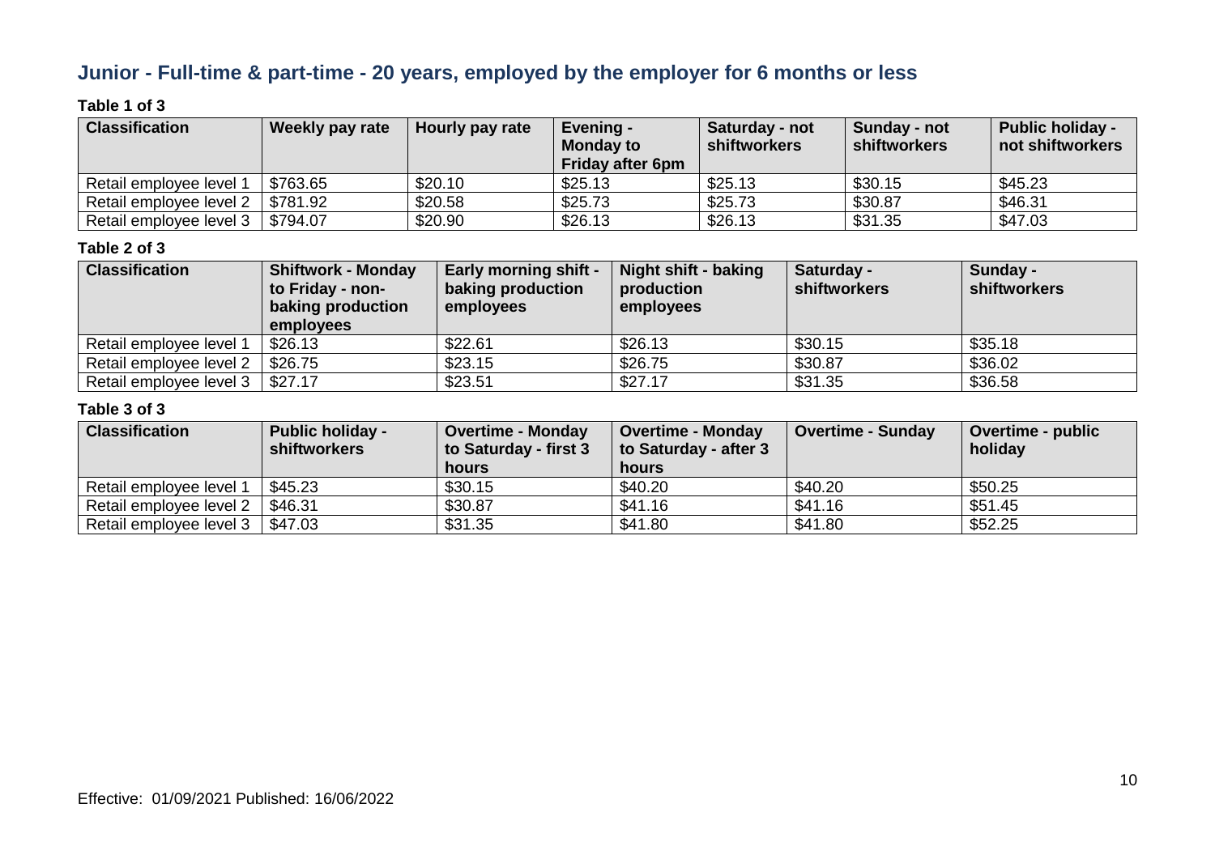## Junior - Full-time & part-time - 20 years, employed by the employer for 6 months or less

**Table 1 of 3**

| Classification | Weekly pay rate | Hourly pay rate | Evening - Monday to Friday after 6pm | Saturday - not shiftworkers | Sunday - not shiftworkers | Public holiday - not shiftworkers |
|---|---|---|---|---|---|---|
| Retail employee level 1 | $763.65 | $20.10 | $25.13 | $25.13 | $30.15 | $45.23 |
| Retail employee level 2 | $781.92 | $20.58 | $25.73 | $25.73 | $30.87 | $46.31 |
| Retail employee level 3 | $794.07 | $20.90 | $26.13 | $26.13 | $31.35 | $47.03 |

**Table 2 of 3**

| Classification | Shiftwork - Monday to Friday - non-baking production employees | Early morning shift - baking production employees | Night shift - baking production employees | Saturday - shiftworkers | Sunday - shiftworkers |
|---|---|---|---|---|---|
| Retail employee level 1 | $26.13 | $22.61 | $26.13 | $30.15 | $35.18 |
| Retail employee level 2 | $26.75 | $23.15 | $26.75 | $30.87 | $36.02 |
| Retail employee level 3 | $27.17 | $23.51 | $27.17 | $31.35 | $36.58 |

**Table 3 of 3**

| Classification | Public holiday - shiftworkers | Overtime - Monday to Saturday - first 3 hours | Overtime - Monday to Saturday - after 3 hours | Overtime - Sunday | Overtime - public holiday |
|---|---|---|---|---|---|
| Retail employee level 1 | $45.23 | $30.15 | $40.20 | $40.20 | $50.25 |
| Retail employee level 2 | $46.31 | $30.87 | $41.16 | $41.16 | $51.45 |
| Retail employee level 3 | $47.03 | $31.35 | $41.80 | $41.80 | $52.25 |

Effective: 01/09/2021 Published: 16/06/2022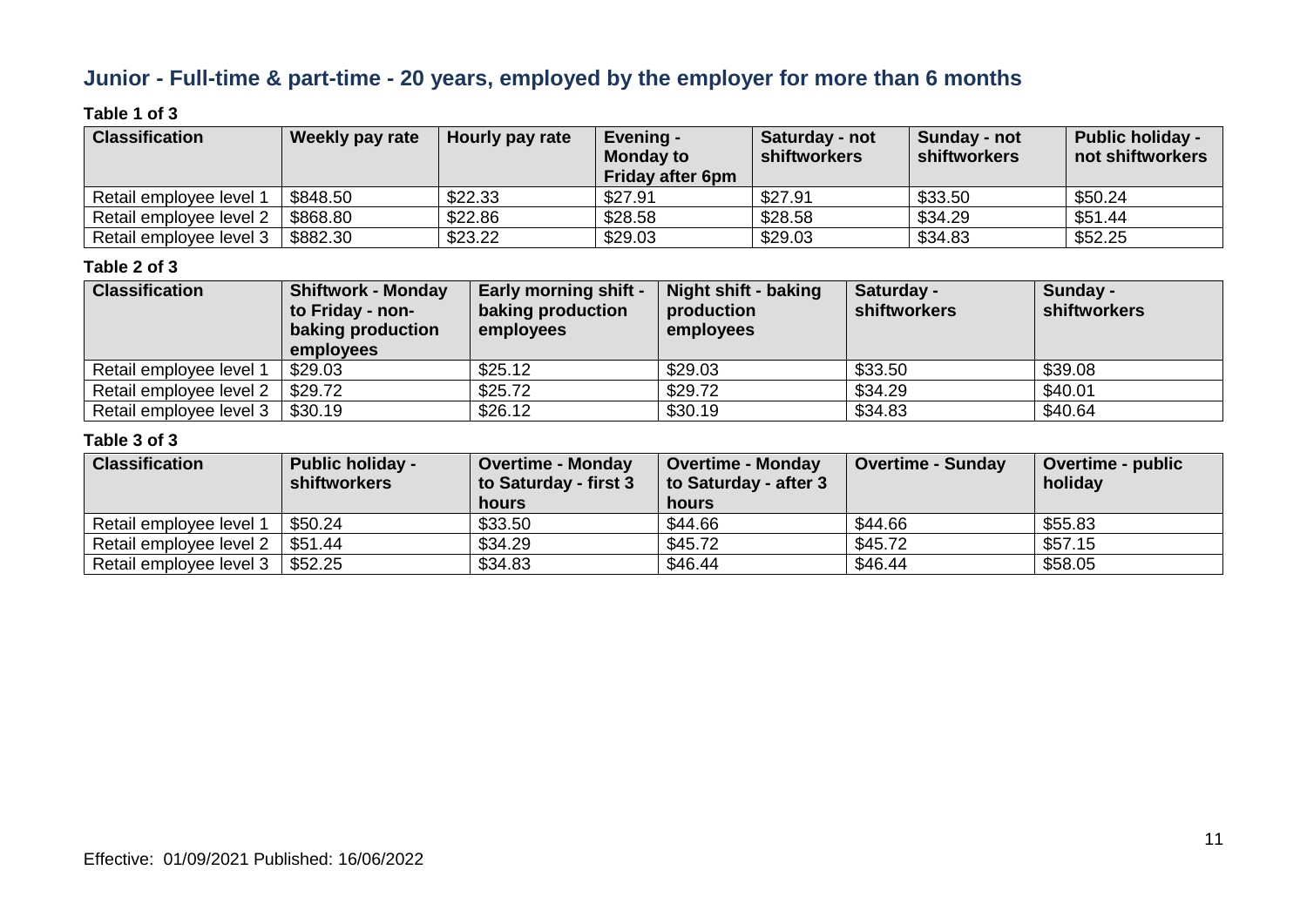## Junior - Full-time & part-time - 20 years, employed by the employer for more than 6 months

**Table 1 of 3**

| Classification | Weekly pay rate | Hourly pay rate | Evening - Monday to Friday after 6pm | Saturday - not shiftworkers | Sunday - not shiftworkers | Public holiday - not shiftworkers |
|---|---|---|---|---|---|---|
| Retail employee level 1 | $848.50 | $22.33 | $27.91 | $27.91 | $33.50 | $50.24 |
| Retail employee level 2 | $868.80 | $22.86 | $28.58 | $28.58 | $34.29 | $51.44 |
| Retail employee level 3 | $882.30 | $23.22 | $29.03 | $29.03 | $34.83 | $52.25 |

**Table 2 of 3**

| Classification | Shiftwork - Monday to Friday - non-baking production employees | Early morning shift - baking production employees | Night shift - baking production employees | Saturday - shiftworkers | Sunday - shiftworkers |
|---|---|---|---|---|---|
| Retail employee level 1 | $29.03 | $25.12 | $29.03 | $33.50 | $39.08 |
| Retail employee level 2 | $29.72 | $25.72 | $29.72 | $34.29 | $40.01 |
| Retail employee level 3 | $30.19 | $26.12 | $30.19 | $34.83 | $40.64 |

**Table 3 of 3**

| Classification | Public holiday - shiftworkers | Overtime - Monday to Saturday - first 3 hours | Overtime - Monday to Saturday - after 3 hours | Overtime - Sunday | Overtime - public holiday |
|---|---|---|---|---|---|
| Retail employee level 1 | $50.24 | $33.50 | $44.66 | $44.66 | $55.83 |
| Retail employee level 2 | $51.44 | $34.29 | $45.72 | $45.72 | $57.15 |
| Retail employee level 3 | $52.25 | $34.83 | $46.44 | $46.44 | $58.05 |

Effective: 01/09/2021 Published: 16/06/2022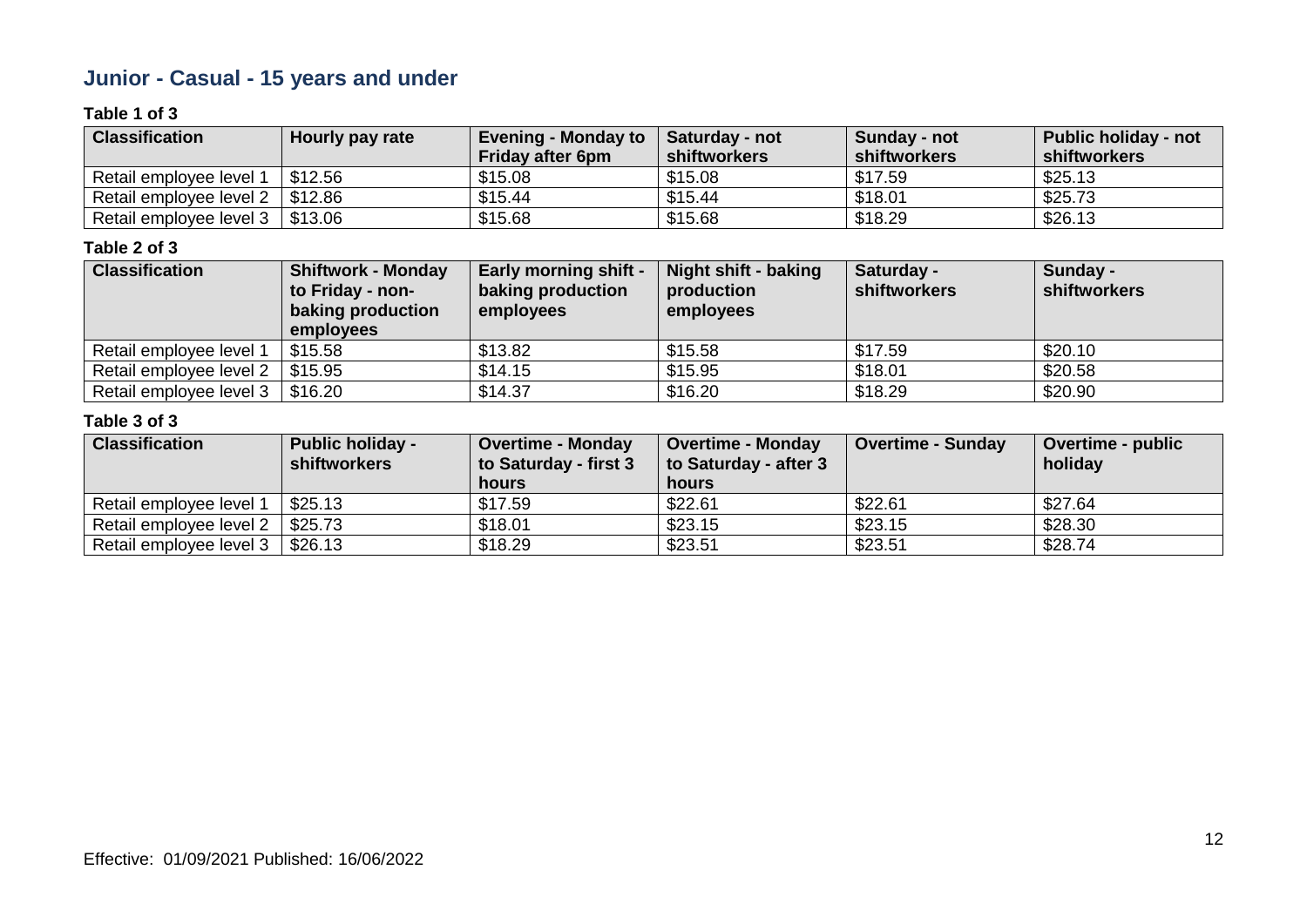## Junior - Casual - 15 years and under

**Table 1 of 3**

| Classification | Hourly pay rate | Evening - Monday to Friday after 6pm | Saturday - not shiftworkers | Sunday - not shiftworkers | Public holiday - not shiftworkers |
|---|---|---|---|---|---|
| Retail employee level 1 | $12.56 | $15.08 | $15.08 | $17.59 | $25.13 |
| Retail employee level 2 | $12.86 | $15.44 | $15.44 | $18.01 | $25.73 |
| Retail employee level 3 | $13.06 | $15.68 | $15.68 | $18.29 | $26.13 |

**Table 2 of 3**

| Classification | Shiftwork - Monday to Friday - non-baking production employees | Early morning shift - baking production employees | Night shift - baking production employees | Saturday - shiftworkers | Sunday - shiftworkers |
|---|---|---|---|---|---|
| Retail employee level 1 | $15.58 | $13.82 | $15.58 | $17.59 | $20.10 |
| Retail employee level 2 | $15.95 | $14.15 | $15.95 | $18.01 | $20.58 |
| Retail employee level 3 | $16.20 | $14.37 | $16.20 | $18.29 | $20.90 |

**Table 3 of 3**

| Classification | Public holiday - shiftworkers | Overtime - Monday to Saturday - first 3 hours | Overtime - Monday to Saturday - after 3 hours | Overtime - Sunday | Overtime - public holiday |
|---|---|---|---|---|---|
| Retail employee level 1 | $25.13 | $17.59 | $22.61 | $22.61 | $27.64 |
| Retail employee level 2 | $25.73 | $18.01 | $23.15 | $23.15 | $28.30 |
| Retail employee level 3 | $26.13 | $18.29 | $23.51 | $23.51 | $28.74 |

Effective: 01/09/2021 Published: 16/06/2022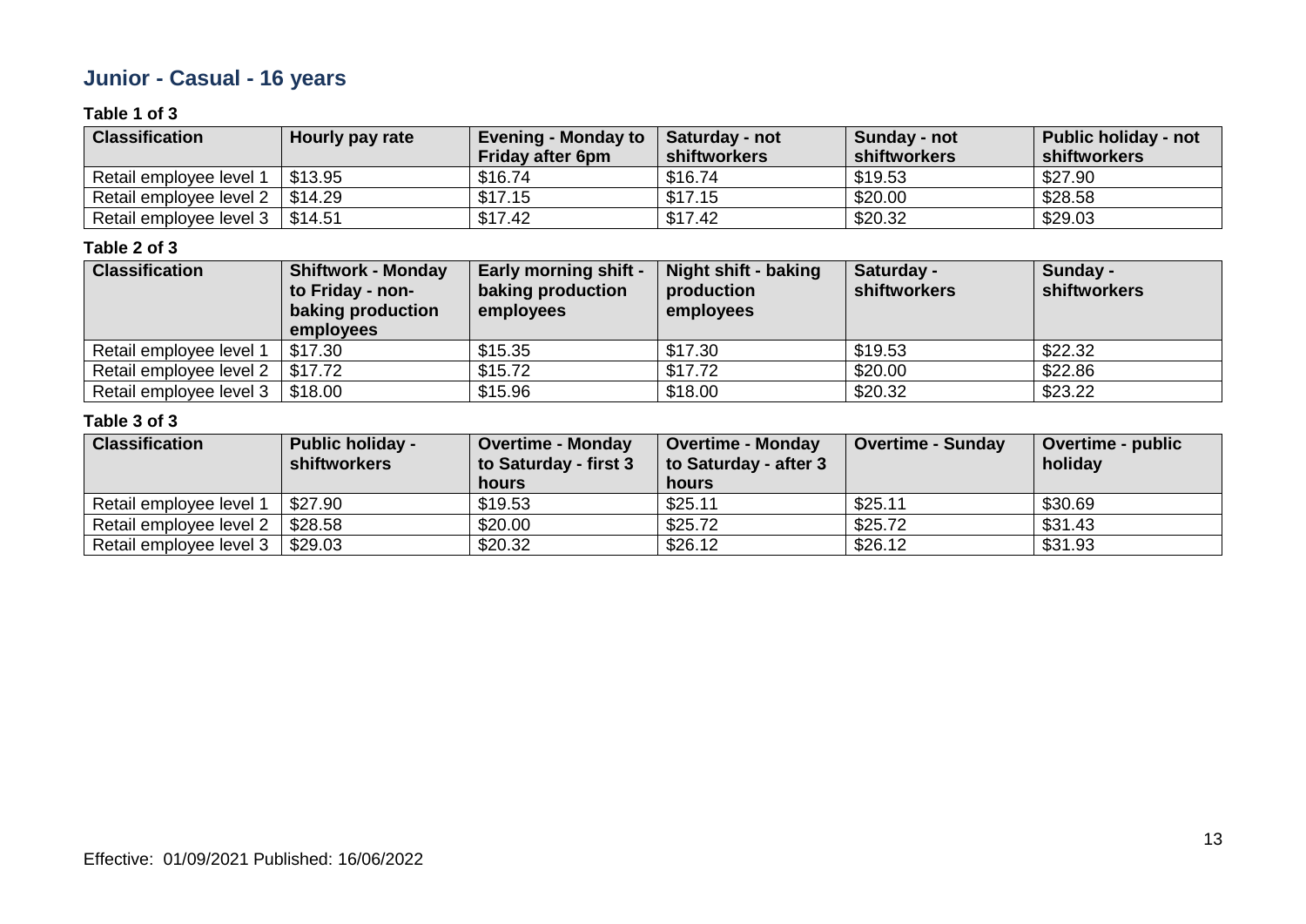## Junior - Casual - 16 years

**Table 1 of 3**

| Classification | Hourly pay rate | Evening - Monday to Friday after 6pm | Saturday - not shiftworkers | Sunday - not shiftworkers | Public holiday - not shiftworkers |
|---|---|---|---|---|---|
| Retail employee level 1 | $13.95 | $16.74 | $16.74 | $19.53 | $27.90 |
| Retail employee level 2 | $14.29 | $17.15 | $17.15 | $20.00 | $28.58 |
| Retail employee level 3 | $14.51 | $17.42 | $17.42 | $20.32 | $29.03 |

**Table 2 of 3**

| Classification | Shiftwork - Monday to Friday - non-baking production employees | Early morning shift - baking production employees | Night shift - baking production employees | Saturday - shiftworkers | Sunday - shiftworkers |
|---|---|---|---|---|---|
| Retail employee level 1 | $17.30 | $15.35 | $17.30 | $19.53 | $22.32 |
| Retail employee level 2 | $17.72 | $15.72 | $17.72 | $20.00 | $22.86 |
| Retail employee level 3 | $18.00 | $15.96 | $18.00 | $20.32 | $23.22 |

**Table 3 of 3**

| Classification | Public holiday - shiftworkers | Overtime - Monday to Saturday - first 3 hours | Overtime - Monday to Saturday - after 3 hours | Overtime - Sunday | Overtime - public holiday |
|---|---|---|---|---|---|
| Retail employee level 1 | $27.90 | $19.53 | $25.11 | $25.11 | $30.69 |
| Retail employee level 2 | $28.58 | $20.00 | $25.72 | $25.72 | $31.43 |
| Retail employee level 3 | $29.03 | $20.32 | $26.12 | $26.12 | $31.93 |

Effective: 01/09/2021 Published: 16/06/2022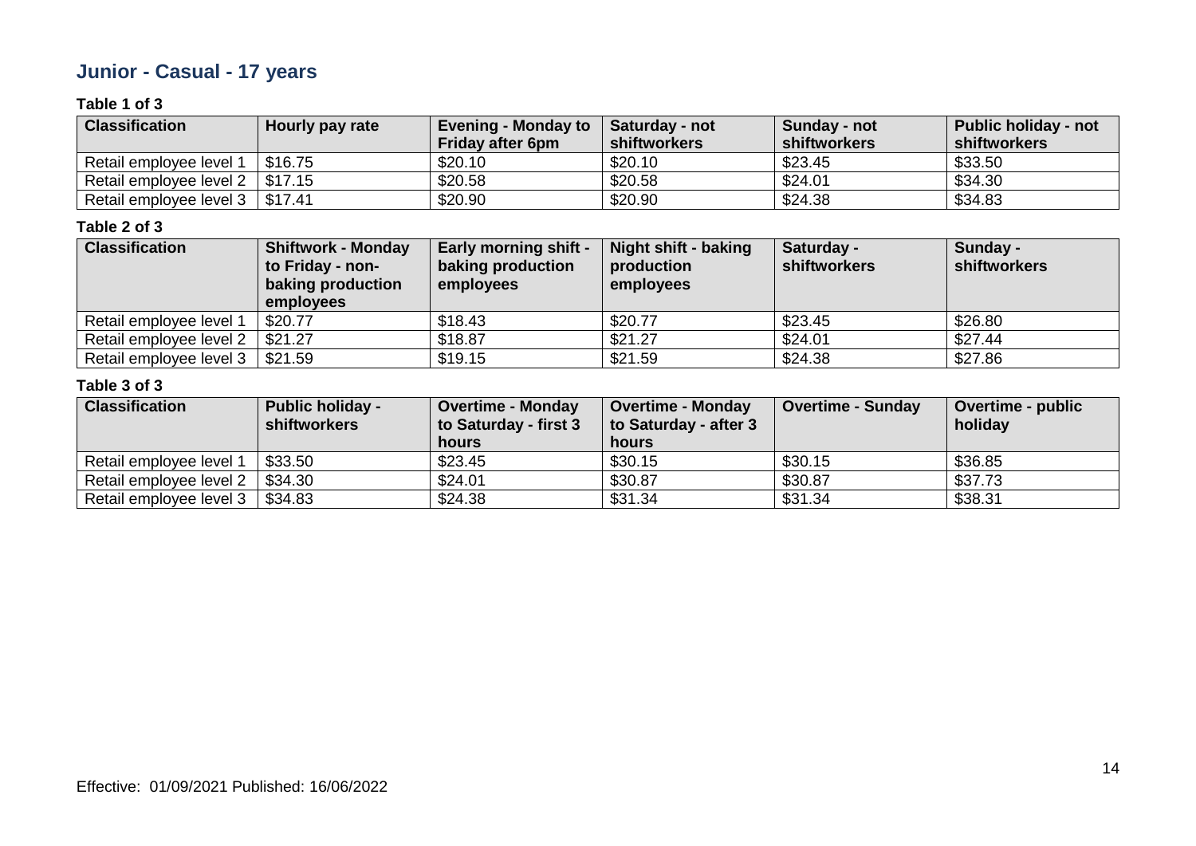## Junior - Casual - 17 years

**Table 1 of 3**

| Classification | Hourly pay rate | Evening - Monday to Friday after 6pm | Saturday - not shiftworkers | Sunday - not shiftworkers | Public holiday - not shiftworkers |
|---|---|---|---|---|---|
| Retail employee level 1 | $16.75 | $20.10 | $20.10 | $23.45 | $33.50 |
| Retail employee level 2 | $17.15 | $20.58 | $20.58 | $24.01 | $34.30 |
| Retail employee level 3 | $17.41 | $20.90 | $20.90 | $24.38 | $34.83 |

**Table 2 of 3**

| Classification | Shiftwork - Monday to Friday - non-baking production employees | Early morning shift - baking production employees | Night shift - baking production employees | Saturday - shiftworkers | Sunday - shiftworkers |
|---|---|---|---|---|---|
| Retail employee level 1 | $20.77 | $18.43 | $20.77 | $23.45 | $26.80 |
| Retail employee level 2 | $21.27 | $18.87 | $21.27 | $24.01 | $27.44 |
| Retail employee level 3 | $21.59 | $19.15 | $21.59 | $24.38 | $27.86 |

**Table 3 of 3**

| Classification | Public holiday - shiftworkers | Overtime - Monday to Saturday - first 3 hours | Overtime - Monday to Saturday - after 3 hours | Overtime - Sunday | Overtime - public holiday |
|---|---|---|---|---|---|
| Retail employee level 1 | $33.50 | $23.45 | $30.15 | $30.15 | $36.85 |
| Retail employee level 2 | $34.30 | $24.01 | $30.87 | $30.87 | $37.73 |
| Retail employee level 3 | $34.83 | $24.38 | $31.34 | $31.34 | $38.31 |

Effective: 01/09/2021 Published: 16/06/2022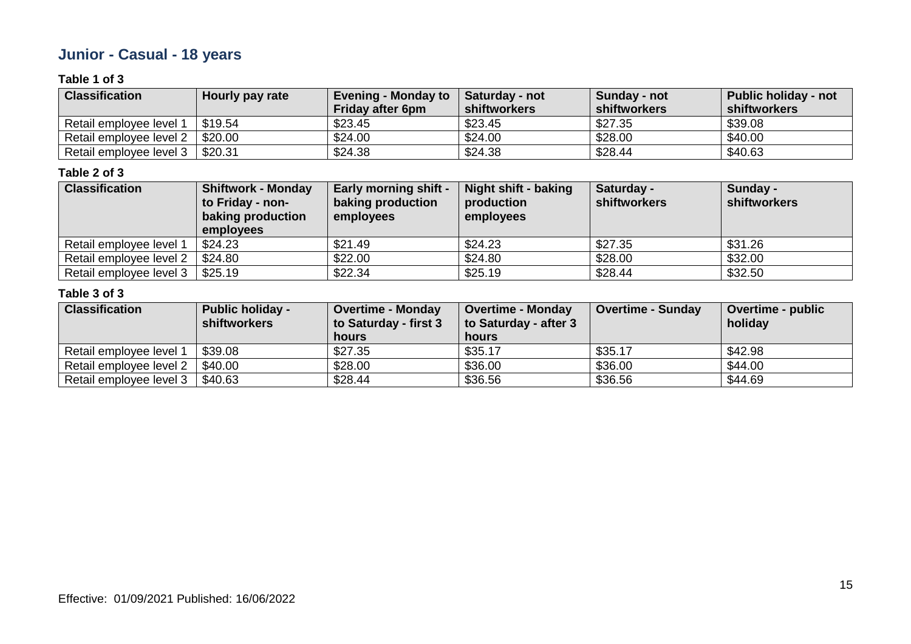## Junior - Casual - 18 years

**Table 1 of 3**

| Classification | Hourly pay rate | Evening - Monday to Friday after 6pm | Saturday - not shiftworkers | Sunday - not shiftworkers | Public holiday - not shiftworkers |
|---|---|---|---|---|---|
| Retail employee level 1 | $19.54 | $23.45 | $23.45 | $27.35 | $39.08 |
| Retail employee level 2 | $20.00 | $24.00 | $24.00 | $28.00 | $40.00 |
| Retail employee level 3 | $20.31 | $24.38 | $24.38 | $28.44 | $40.63 |

**Table 2 of 3**

| Classification | Shiftwork - Monday to Friday - non-baking production employees | Early morning shift - baking production employees | Night shift - baking production employees | Saturday - shiftworkers | Sunday - shiftworkers |
|---|---|---|---|---|---|
| Retail employee level 1 | $24.23 | $21.49 | $24.23 | $27.35 | $31.26 |
| Retail employee level 2 | $24.80 | $22.00 | $24.80 | $28.00 | $32.00 |
| Retail employee level 3 | $25.19 | $22.34 | $25.19 | $28.44 | $32.50 |

**Table 3 of 3**

| Classification | Public holiday - shiftworkers | Overtime - Monday to Saturday - first 3 hours | Overtime - Monday to Saturday - after 3 hours | Overtime - Sunday | Overtime - public holiday |
|---|---|---|---|---|---|
| Retail employee level 1 | $39.08 | $27.35 | $35.17 | $35.17 | $42.98 |
| Retail employee level 2 | $40.00 | $28.00 | $36.00 | $36.00 | $44.00 |
| Retail employee level 3 | $40.63 | $28.44 | $36.56 | $36.56 | $44.69 |

Effective: 01/09/2021 Published: 16/06/2022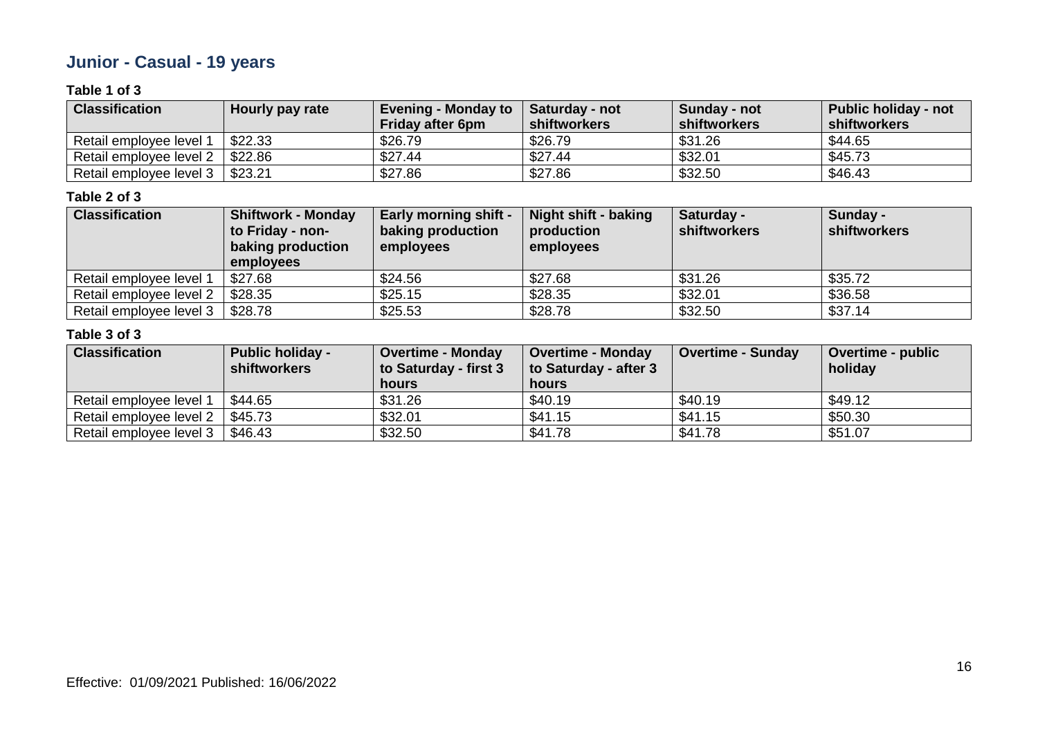## Junior - Casual - 19 years

**Table 1 of 3**

| Classification | Hourly pay rate | Evening - Monday to Friday after 6pm | Saturday - not shiftworkers | Sunday - not shiftworkers | Public holiday - not shiftworkers |
|---|---|---|---|---|---|
| Retail employee level 1 | $22.33 | $26.79 | $26.79 | $31.26 | $44.65 |
| Retail employee level 2 | $22.86 | $27.44 | $27.44 | $32.01 | $45.73 |
| Retail employee level 3 | $23.21 | $27.86 | $27.86 | $32.50 | $46.43 |

**Table 2 of 3**

| Classification | Shiftwork - Monday to Friday - non-baking production employees | Early morning shift - baking production employees | Night shift - baking production employees | Saturday - shiftworkers | Sunday - shiftworkers |
|---|---|---|---|---|---|
| Retail employee level 1 | $27.68 | $24.56 | $27.68 | $31.26 | $35.72 |
| Retail employee level 2 | $28.35 | $25.15 | $28.35 | $32.01 | $36.58 |
| Retail employee level 3 | $28.78 | $25.53 | $28.78 | $32.50 | $37.14 |

**Table 3 of 3**

| Classification | Public holiday - shiftworkers | Overtime - Monday to Saturday - first 3 hours | Overtime - Monday to Saturday - after 3 hours | Overtime - Sunday | Overtime - public holiday |
|---|---|---|---|---|---|
| Retail employee level 1 | $44.65 | $31.26 | $40.19 | $40.19 | $49.12 |
| Retail employee level 2 | $45.73 | $32.01 | $41.15 | $41.15 | $50.30 |
| Retail employee level 3 | $46.43 | $32.50 | $41.78 | $41.78 | $51.07 |

Effective: 01/09/2021 Published: 16/06/2022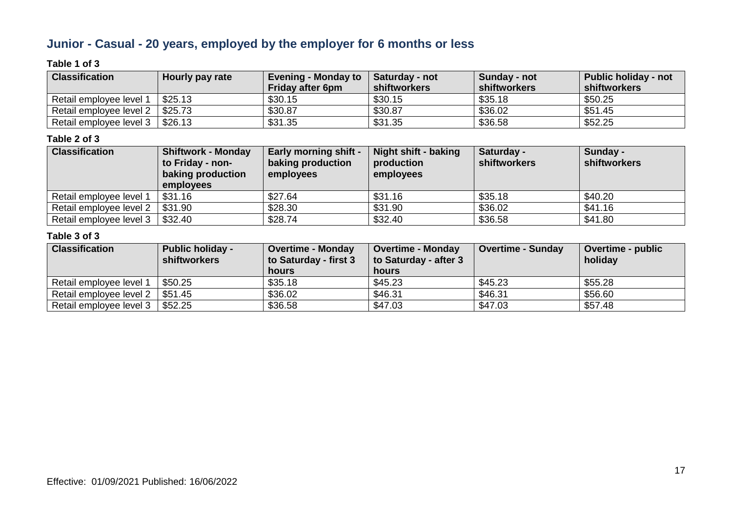## Junior - Casual - 20 years, employed by the employer for 6 months or less

**Table 1 of 3**

| Classification | Hourly pay rate | Evening - Monday to Friday after 6pm | Saturday - not shiftworkers | Sunday - not shiftworkers | Public holiday - not shiftworkers |
|---|---|---|---|---|---|
| Retail employee level 1 | $25.13 | $30.15 | $30.15 | $35.18 | $50.25 |
| Retail employee level 2 | $25.73 | $30.87 | $30.87 | $36.02 | $51.45 |
| Retail employee level 3 | $26.13 | $31.35 | $31.35 | $36.58 | $52.25 |

**Table 2 of 3**

| Classification | Shiftwork - Monday to Friday - non-baking production employees | Early morning shift - baking production employees | Night shift - baking production employees | Saturday - shiftworkers | Sunday - shiftworkers |
|---|---|---|---|---|---|
| Retail employee level 1 | $31.16 | $27.64 | $31.16 | $35.18 | $40.20 |
| Retail employee level 2 | $31.90 | $28.30 | $31.90 | $36.02 | $41.16 |
| Retail employee level 3 | $32.40 | $28.74 | $32.40 | $36.58 | $41.80 |

**Table 3 of 3**

| Classification | Public holiday - shiftworkers | Overtime - Monday to Saturday - first 3 hours | Overtime - Monday to Saturday - after 3 hours | Overtime - Sunday | Overtime - public holiday |
|---|---|---|---|---|---|
| Retail employee level 1 | $50.25 | $35.18 | $45.23 | $45.23 | $55.28 |
| Retail employee level 2 | $51.45 | $36.02 | $46.31 | $46.31 | $56.60 |
| Retail employee level 3 | $52.25 | $36.58 | $47.03 | $47.03 | $57.48 |

Effective: 01/09/2021 Published: 16/06/2022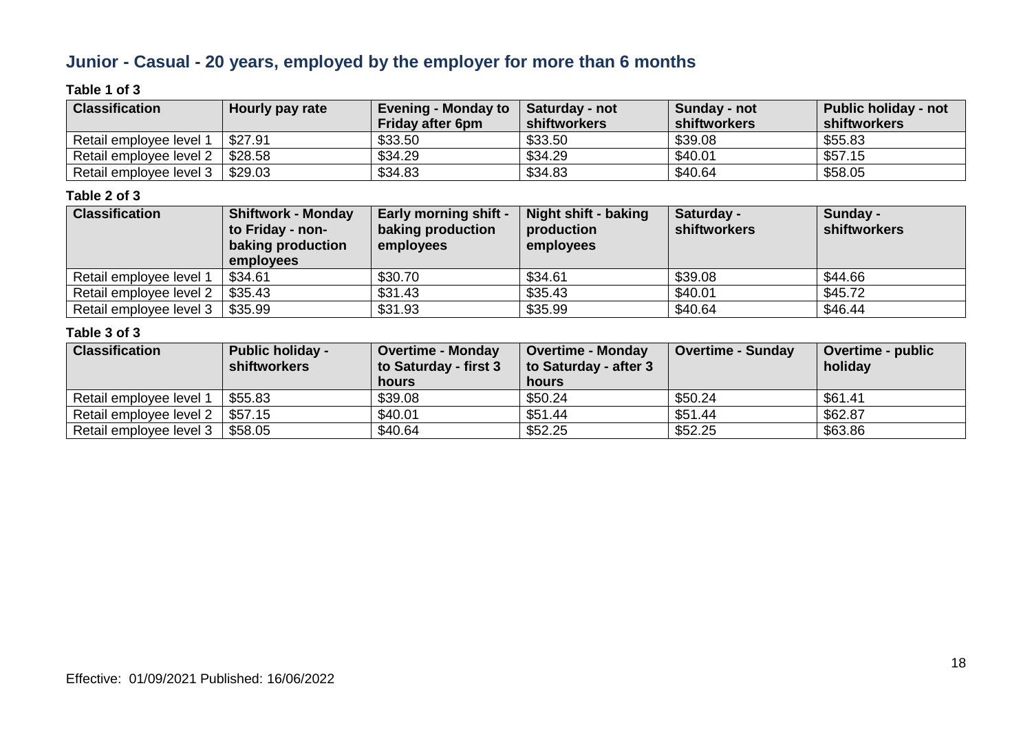## Junior - Casual - 20 years, employed by the employer for more than 6 months

**Table 1 of 3**

| Classification | Hourly pay rate | Evening - Monday to Friday after 6pm | Saturday - not shiftworkers | Sunday - not shiftworkers | Public holiday - not shiftworkers |
|---|---|---|---|---|---|
| Retail employee level 1 | $27.91 | $33.50 | $33.50 | $39.08 | $55.83 |
| Retail employee level 2 | $28.58 | $34.29 | $34.29 | $40.01 | $57.15 |
| Retail employee level 3 | $29.03 | $34.83 | $34.83 | $40.64 | $58.05 |

**Table 2 of 3**

| Classification | Shiftwork - Monday to Friday - non-baking production employees | Early morning shift - baking production employees | Night shift - baking production employees | Saturday - shiftworkers | Sunday - shiftworkers |
|---|---|---|---|---|---|
| Retail employee level 1 | $34.61 | $30.70 | $34.61 | $39.08 | $44.66 |
| Retail employee level 2 | $35.43 | $31.43 | $35.43 | $40.01 | $45.72 |
| Retail employee level 3 | $35.99 | $31.93 | $35.99 | $40.64 | $46.44 |

**Table 3 of 3**

| Classification | Public holiday - shiftworkers | Overtime - Monday to Saturday - first 3 hours | Overtime - Monday to Saturday - after 3 hours | Overtime - Sunday | Overtime - public holiday |
|---|---|---|---|---|---|
| Retail employee level 1 | $55.83 | $39.08 | $50.24 | $50.24 | $61.41 |
| Retail employee level 2 | $57.15 | $40.01 | $51.44 | $51.44 | $62.87 |
| Retail employee level 3 | $58.05 | $40.64 | $52.25 | $52.25 | $63.86 |

Effective: 01/09/2021 Published: 16/06/2022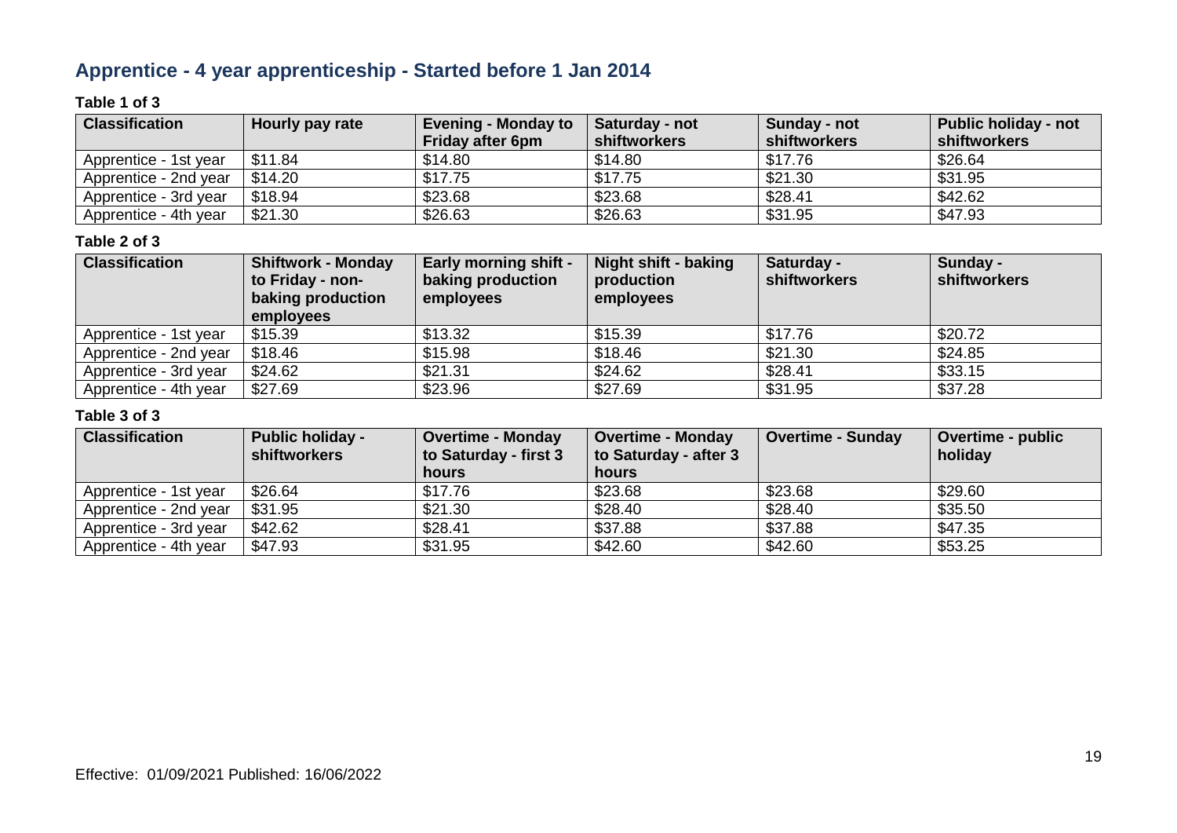## Apprentice - 4 year apprenticeship - Started before 1 Jan 2014

**Table 1 of 3**

| Classification | Hourly pay rate | Evening - Monday to Friday after 6pm | Saturday - not shiftworkers | Sunday - not shiftworkers | Public holiday - not shiftworkers |
|---|---|---|---|---|---|
| Apprentice - 1st year | $11.84 | $14.80 | $14.80 | $17.76 | $26.64 |
| Apprentice - 2nd year | $14.20 | $17.75 | $17.75 | $21.30 | $31.95 |
| Apprentice - 3rd year | $18.94 | $23.68 | $23.68 | $28.41 | $42.62 |
| Apprentice - 4th year | $21.30 | $26.63 | $26.63 | $31.95 | $47.93 |

**Table 2 of 3**

| Classification | Shiftwork - Monday to Friday - non-baking production employees | Early morning shift - baking production employees | Night shift - baking production employees | Saturday - shiftworkers | Sunday - shiftworkers |
|---|---|---|---|---|---|
| Apprentice - 1st year | $15.39 | $13.32 | $15.39 | $17.76 | $20.72 |
| Apprentice - 2nd year | $18.46 | $15.98 | $18.46 | $21.30 | $24.85 |
| Apprentice - 3rd year | $24.62 | $21.31 | $24.62 | $28.41 | $33.15 |
| Apprentice - 4th year | $27.69 | $23.96 | $27.69 | $31.95 | $37.28 |

**Table 3 of 3**

| Classification | Public holiday - shiftworkers | Overtime - Monday to Saturday - first 3 hours | Overtime - Monday to Saturday - after 3 hours | Overtime - Sunday | Overtime - public holiday |
|---|---|---|---|---|---|
| Apprentice - 1st year | $26.64 | $17.76 | $23.68 | $23.68 | $29.60 |
| Apprentice - 2nd year | $31.95 | $21.30 | $28.40 | $28.40 | $35.50 |
| Apprentice - 3rd year | $42.62 | $28.41 | $37.88 | $37.88 | $47.35 |
| Apprentice - 4th year | $47.93 | $31.95 | $42.60 | $42.60 | $53.25 |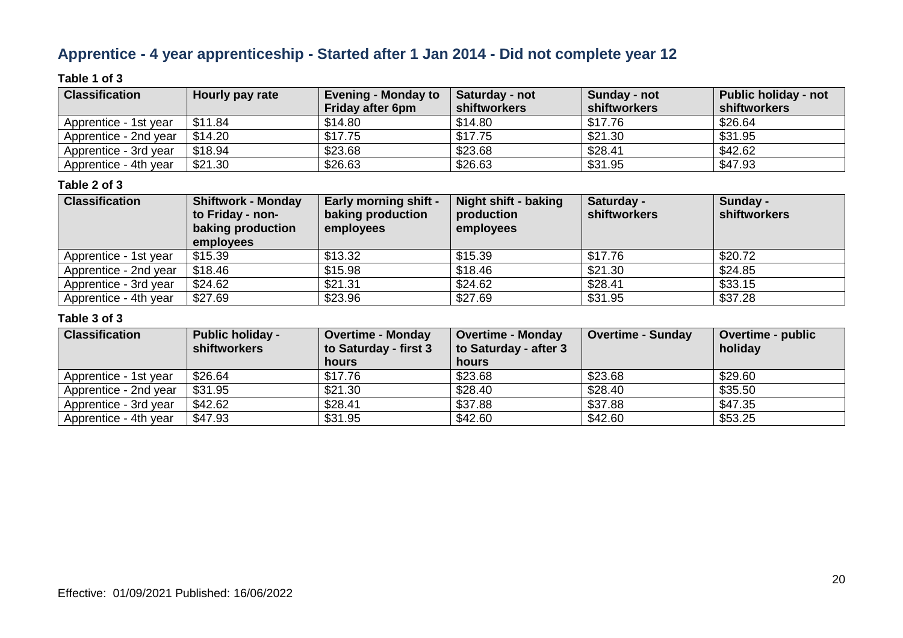## Apprentice - 4 year apprenticeship - Started after 1 Jan 2014 - Did not complete year 12

**Table 1 of 3**

| Classification | Hourly pay rate | Evening - Monday to Friday after 6pm | Saturday - not shiftworkers | Sunday - not shiftworkers | Public holiday - not shiftworkers |
|---|---|---|---|---|---|
| Apprentice - 1st year | $11.84 | $14.80 | $14.80 | $17.76 | $26.64 |
| Apprentice - 2nd year | $14.20 | $17.75 | $17.75 | $21.30 | $31.95 |
| Apprentice - 3rd year | $18.94 | $23.68 | $23.68 | $28.41 | $42.62 |
| Apprentice - 4th year | $21.30 | $26.63 | $26.63 | $31.95 | $47.93 |

**Table 2 of 3**

| Classification | Shiftwork - Monday to Friday - non-baking production employees | Early morning shift - baking production employees | Night shift - baking production employees | Saturday - shiftworkers | Sunday - shiftworkers |
|---|---|---|---|---|---|
| Apprentice - 1st year | $15.39 | $13.32 | $15.39 | $17.76 | $20.72 |
| Apprentice - 2nd year | $18.46 | $15.98 | $18.46 | $21.30 | $24.85 |
| Apprentice - 3rd year | $24.62 | $21.31 | $24.62 | $28.41 | $33.15 |
| Apprentice - 4th year | $27.69 | $23.96 | $27.69 | $31.95 | $37.28 |

**Table 3 of 3**

| Classification | Public holiday - shiftworkers | Overtime - Monday to Saturday - first 3 hours | Overtime - Monday to Saturday - after 3 hours | Overtime - Sunday | Overtime - public holiday |
|---|---|---|---|---|---|
| Apprentice - 1st year | $26.64 | $17.76 | $23.68 | $23.68 | $29.60 |
| Apprentice - 2nd year | $31.95 | $21.30 | $28.40 | $28.40 | $35.50 |
| Apprentice - 3rd year | $42.62 | $28.41 | $37.88 | $37.88 | $47.35 |
| Apprentice - 4th year | $47.93 | $31.95 | $42.60 | $42.60 | $53.25 |

Effective: 01/09/2021 Published: 16/06/2022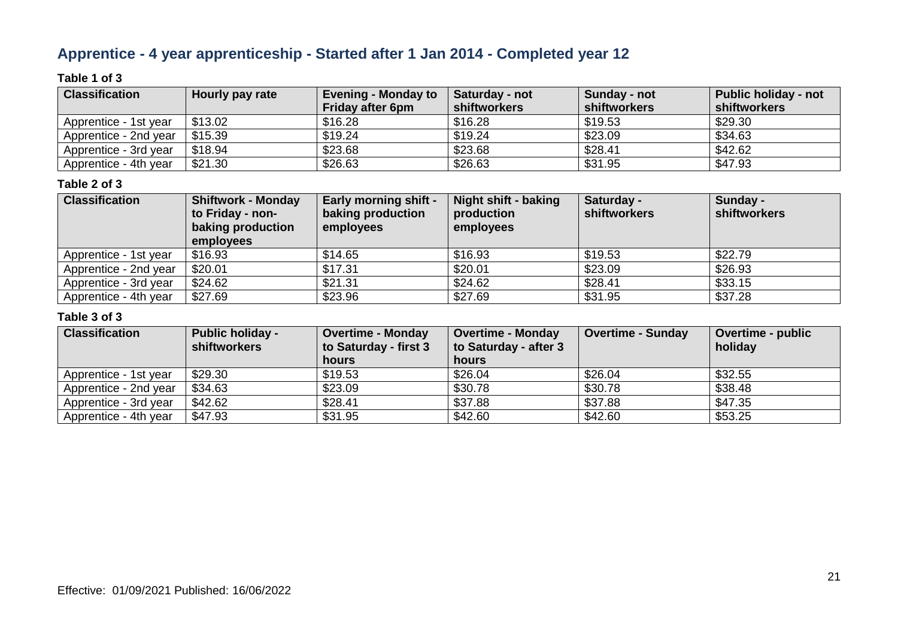## Apprentice - 4 year apprenticeship - Started after 1 Jan 2014 - Completed year 12

**Table 1 of 3**

| Classification | Hourly pay rate | Evening - Monday to Friday after 6pm | Saturday - not shiftworkers | Sunday - not shiftworkers | Public holiday - not shiftworkers |
|---|---|---|---|---|---|
| Apprentice - 1st year | $13.02 | $16.28 | $16.28 | $19.53 | $29.30 |
| Apprentice - 2nd year | $15.39 | $19.24 | $19.24 | $23.09 | $34.63 |
| Apprentice - 3rd year | $18.94 | $23.68 | $23.68 | $28.41 | $42.62 |
| Apprentice - 4th year | $21.30 | $26.63 | $26.63 | $31.95 | $47.93 |

**Table 2 of 3**

| Classification | Shiftwork - Monday to Friday - non-baking production employees | Early morning shift - baking production employees | Night shift - baking production employees | Saturday - shiftworkers | Sunday - shiftworkers |
|---|---|---|---|---|---|
| Apprentice - 1st year | $16.93 | $14.65 | $16.93 | $19.53 | $22.79 |
| Apprentice - 2nd year | $20.01 | $17.31 | $20.01 | $23.09 | $26.93 |
| Apprentice - 3rd year | $24.62 | $21.31 | $24.62 | $28.41 | $33.15 |
| Apprentice - 4th year | $27.69 | $23.96 | $27.69 | $31.95 | $37.28 |

**Table 3 of 3**

| Classification | Public holiday - shiftworkers | Overtime - Monday to Saturday - first 3 hours | Overtime - Monday to Saturday - after 3 hours | Overtime - Sunday | Overtime - public holiday |
|---|---|---|---|---|---|
| Apprentice - 1st year | $29.30 | $19.53 | $26.04 | $26.04 | $32.55 |
| Apprentice - 2nd year | $34.63 | $23.09 | $30.78 | $30.78 | $38.48 |
| Apprentice - 3rd year | $42.62 | $28.41 | $37.88 | $37.88 | $47.35 |
| Apprentice - 4th year | $47.93 | $31.95 | $42.60 | $42.60 | $53.25 |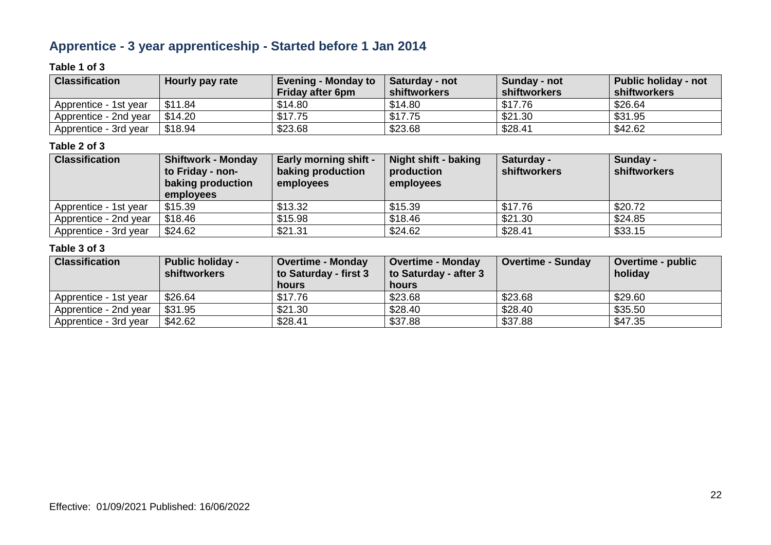## Apprentice - 3 year apprenticeship - Started before 1 Jan 2014

**Table 1 of 3**

| Classification | Hourly pay rate | Evening - Monday to Friday after 6pm | Saturday - not shiftworkers | Sunday - not shiftworkers | Public holiday - not shiftworkers |
|---|---|---|---|---|---|
| Apprentice - 1st year | $11.84 | $14.80 | $14.80 | $17.76 | $26.64 |
| Apprentice - 2nd year | $14.20 | $17.75 | $17.75 | $21.30 | $31.95 |
| Apprentice - 3rd year | $18.94 | $23.68 | $23.68 | $28.41 | $42.62 |

**Table 2 of 3**

| Classification | Shiftwork - Monday to Friday - non-baking production employees | Early morning shift - baking production employees | Night shift - baking production employees | Saturday - shiftworkers | Sunday - shiftworkers |
|---|---|---|---|---|---|
| Apprentice - 1st year | $15.39 | $13.32 | $15.39 | $17.76 | $20.72 |
| Apprentice - 2nd year | $18.46 | $15.98 | $18.46 | $21.30 | $24.85 |
| Apprentice - 3rd year | $24.62 | $21.31 | $24.62 | $28.41 | $33.15 |

**Table 3 of 3**

| Classification | Public holiday - shiftworkers | Overtime - Monday to Saturday - first 3 hours | Overtime - Monday to Saturday - after 3 hours | Overtime - Sunday | Overtime - public holiday |
|---|---|---|---|---|---|
| Apprentice - 1st year | $26.64 | $17.76 | $23.68 | $23.68 | $29.60 |
| Apprentice - 2nd year | $31.95 | $21.30 | $28.40 | $28.40 | $35.50 |
| Apprentice - 3rd year | $42.62 | $28.41 | $37.88 | $37.88 | $47.35 |

Effective: 01/09/2021 Published: 16/06/2022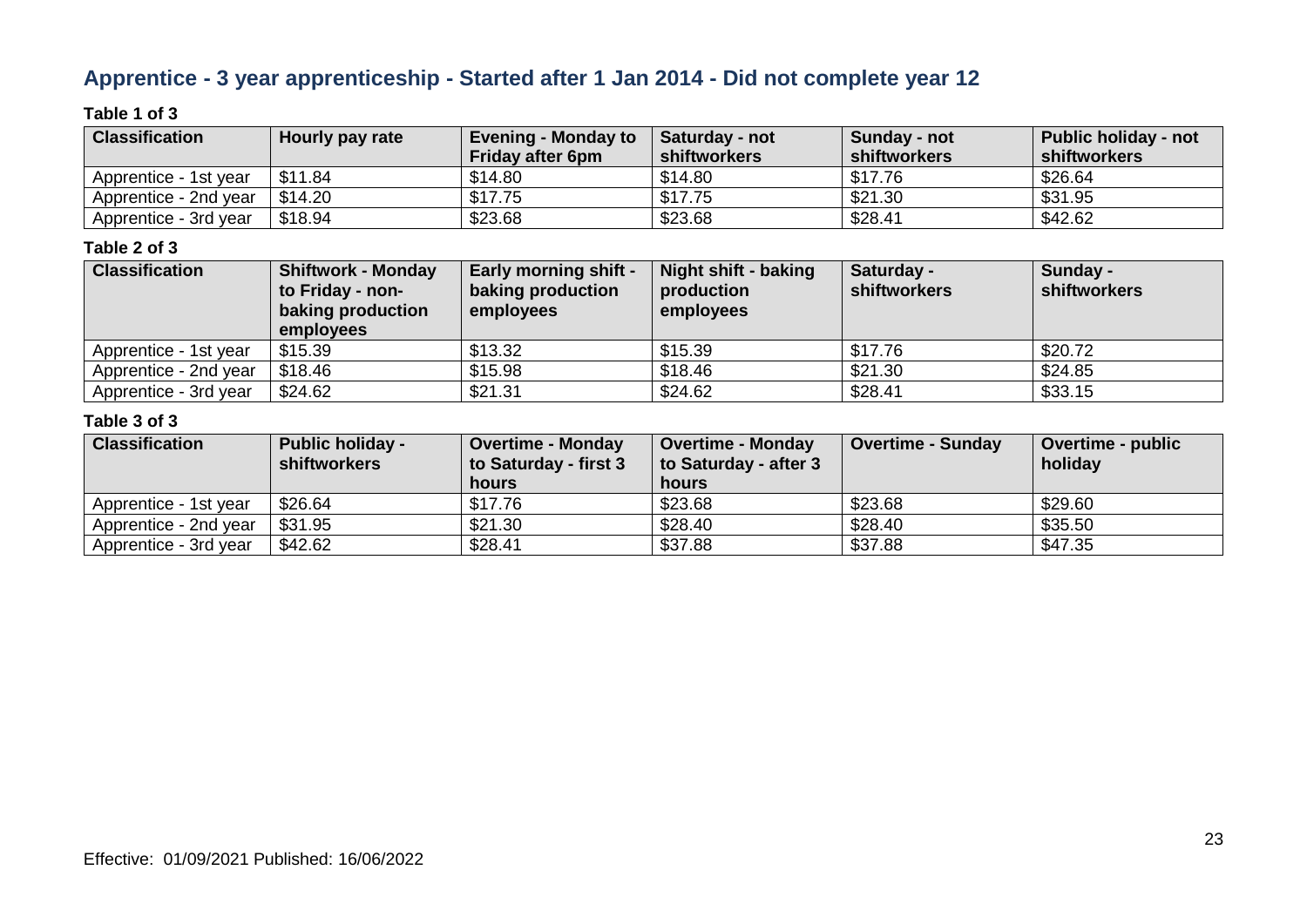## Apprentice - 3 year apprenticeship - Started after 1 Jan 2014 - Did not complete year 12

**Table 1 of 3**

| Classification | Hourly pay rate | Evening - Monday to Friday after 6pm | Saturday - not shiftworkers | Sunday - not shiftworkers | Public holiday - not shiftworkers |
|---|---|---|---|---|---|
| Apprentice - 1st year | $11.84 | $14.80 | $14.80 | $17.76 | $26.64 |
| Apprentice - 2nd year | $14.20 | $17.75 | $17.75 | $21.30 | $31.95 |
| Apprentice - 3rd year | $18.94 | $23.68 | $23.68 | $28.41 | $42.62 |

**Table 2 of 3**

| Classification | Shiftwork - Monday to Friday - non-baking production employees | Early morning shift - baking production employees | Night shift - baking production employees | Saturday - shiftworkers | Sunday - shiftworkers |
|---|---|---|---|---|---|
| Apprentice - 1st year | $15.39 | $13.32 | $15.39 | $17.76 | $20.72 |
| Apprentice - 2nd year | $18.46 | $15.98 | $18.46 | $21.30 | $24.85 |
| Apprentice - 3rd year | $24.62 | $21.31 | $24.62 | $28.41 | $33.15 |

**Table 3 of 3**

| Classification | Public holiday - shiftworkers | Overtime - Monday to Saturday - first 3 hours | Overtime - Monday to Saturday - after 3 hours | Overtime - Sunday | Overtime - public holiday |
|---|---|---|---|---|---|
| Apprentice - 1st year | $26.64 | $17.76 | $23.68 | $23.68 | $29.60 |
| Apprentice - 2nd year | $31.95 | $21.30 | $28.40 | $28.40 | $35.50 |
| Apprentice - 3rd year | $42.62 | $28.41 | $37.88 | $37.88 | $47.35 |

Effective: 01/09/2021 Published: 16/06/2022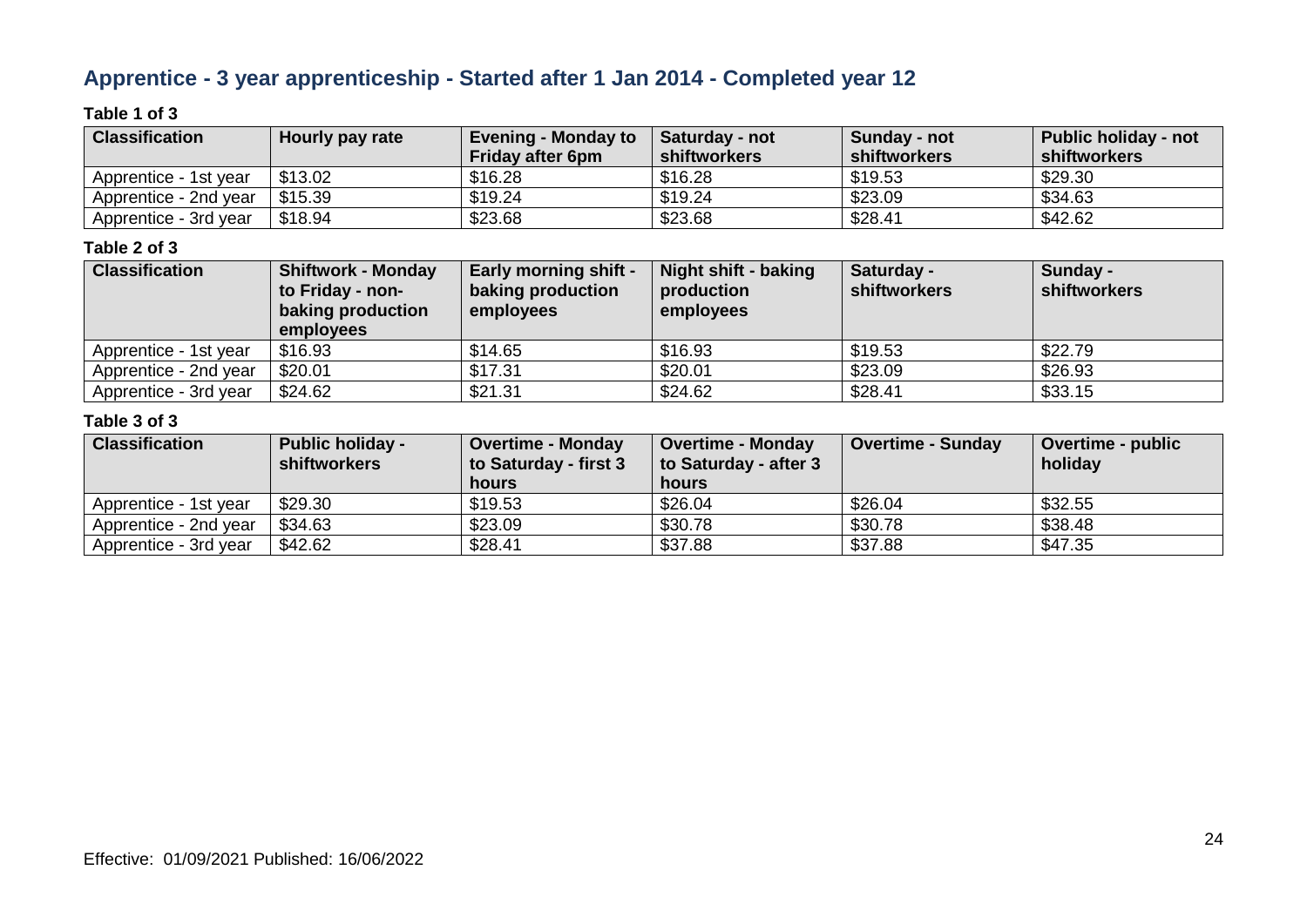## Apprentice - 3 year apprenticeship - Started after 1 Jan 2014 - Completed year 12

**Table 1 of 3**

| Classification | Hourly pay rate | Evening - Monday to Friday after 6pm | Saturday - not shiftworkers | Sunday - not shiftworkers | Public holiday - not shiftworkers |
|---|---|---|---|---|---|
| Apprentice - 1st year | $13.02 | $16.28 | $16.28 | $19.53 | $29.30 |
| Apprentice - 2nd year | $15.39 | $19.24 | $19.24 | $23.09 | $34.63 |
| Apprentice - 3rd year | $18.94 | $23.68 | $23.68 | $28.41 | $42.62 |

**Table 2 of 3**

| Classification | Shiftwork - Monday to Friday - non-baking production employees | Early morning shift - baking production employees | Night shift - baking production employees | Saturday - shiftworkers | Sunday - shiftworkers |
|---|---|---|---|---|---|
| Apprentice - 1st year | $16.93 | $14.65 | $16.93 | $19.53 | $22.79 |
| Apprentice - 2nd year | $20.01 | $17.31 | $20.01 | $23.09 | $26.93 |
| Apprentice - 3rd year | $24.62 | $21.31 | $24.62 | $28.41 | $33.15 |

**Table 3 of 3**

| Classification | Public holiday - shiftworkers | Overtime - Monday to Saturday - first 3 hours | Overtime - Monday to Saturday - after 3 hours | Overtime - Sunday | Overtime - public holiday |
|---|---|---|---|---|---|
| Apprentice - 1st year | $29.30 | $19.53 | $26.04 | $26.04 | $32.55 |
| Apprentice - 2nd year | $34.63 | $23.09 | $30.78 | $30.78 | $38.48 |
| Apprentice - 3rd year | $42.62 | $28.41 | $37.88 | $37.88 | $47.35 |

Effective: 01/09/2021 Published: 16/06/2022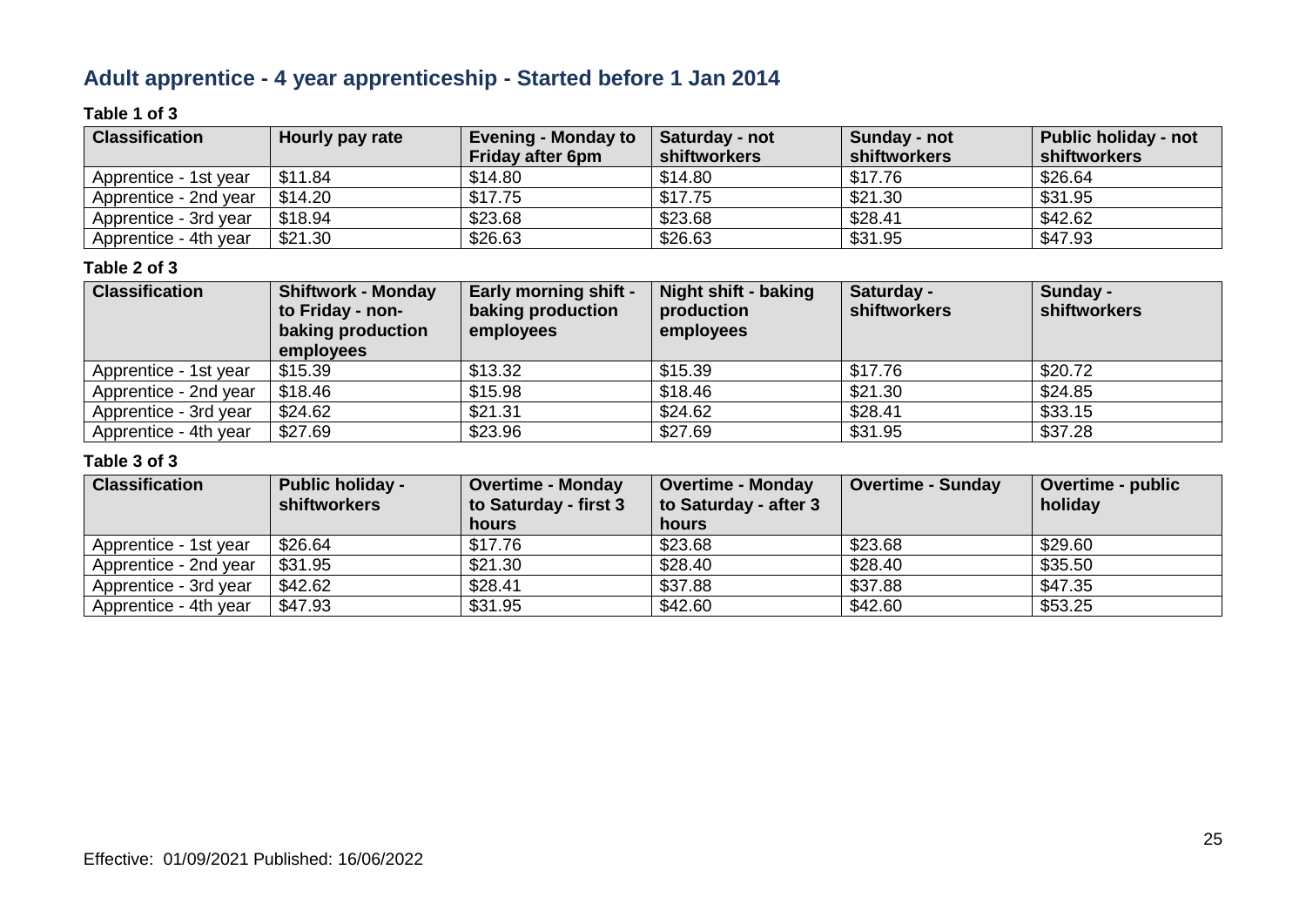## Adult apprentice - 4 year apprenticeship - Started before 1 Jan 2014

**Table 1 of 3**

| Classification | Hourly pay rate | Evening - Monday to Friday after 6pm | Saturday - not shiftworkers | Sunday - not shiftworkers | Public holiday - not shiftworkers |
|---|---|---|---|---|---|
| Apprentice - 1st year | $11.84 | $14.80 | $14.80 | $17.76 | $26.64 |
| Apprentice - 2nd year | $14.20 | $17.75 | $17.75 | $21.30 | $31.95 |
| Apprentice - 3rd year | $18.94 | $23.68 | $23.68 | $28.41 | $42.62 |
| Apprentice - 4th year | $21.30 | $26.63 | $26.63 | $31.95 | $47.93 |

**Table 2 of 3**

| Classification | Shiftwork - Monday to Friday - non-baking production employees | Early morning shift - baking production employees | Night shift - baking production employees | Saturday - shiftworkers | Sunday - shiftworkers |
|---|---|---|---|---|---|
| Apprentice - 1st year | $15.39 | $13.32 | $15.39 | $17.76 | $20.72 |
| Apprentice - 2nd year | $18.46 | $15.98 | $18.46 | $21.30 | $24.85 |
| Apprentice - 3rd year | $24.62 | $21.31 | $24.62 | $28.41 | $33.15 |
| Apprentice - 4th year | $27.69 | $23.96 | $27.69 | $31.95 | $37.28 |

**Table 3 of 3**

| Classification | Public holiday - shiftworkers | Overtime - Monday to Saturday - first 3 hours | Overtime - Monday to Saturday - after 3 hours | Overtime - Sunday | Overtime - public holiday |
|---|---|---|---|---|---|
| Apprentice - 1st year | $26.64 | $17.76 | $23.68 | $23.68 | $29.60 |
| Apprentice - 2nd year | $31.95 | $21.30 | $28.40 | $28.40 | $35.50 |
| Apprentice - 3rd year | $42.62 | $28.41 | $37.88 | $37.88 | $47.35 |
| Apprentice - 4th year | $47.93 | $31.95 | $42.60 | $42.60 | $53.25 |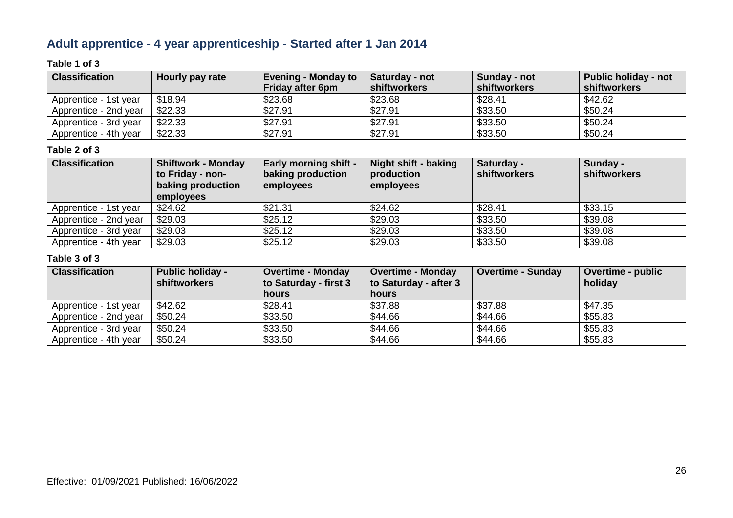## Adult apprentice - 4 year apprenticeship - Started after 1 Jan 2014

**Table 1 of 3**

| Classification | Hourly pay rate | Evening - Monday to Friday after 6pm | Saturday - not shiftworkers | Sunday - not shiftworkers | Public holiday - not shiftworkers |
|---|---|---|---|---|---|
| Apprentice - 1st year | $18.94 | $23.68 | $23.68 | $28.41 | $42.62 |
| Apprentice - 2nd year | $22.33 | $27.91 | $27.91 | $33.50 | $50.24 |
| Apprentice - 3rd year | $22.33 | $27.91 | $27.91 | $33.50 | $50.24 |
| Apprentice - 4th year | $22.33 | $27.91 | $27.91 | $33.50 | $50.24 |

**Table 2 of 3**

| Classification | Shiftwork - Monday to Friday - non-baking production employees | Early morning shift - baking production employees | Night shift - baking production employees | Saturday - shiftworkers | Sunday - shiftworkers |
|---|---|---|---|---|---|
| Apprentice - 1st year | $24.62 | $21.31 | $24.62 | $28.41 | $33.15 |
| Apprentice - 2nd year | $29.03 | $25.12 | $29.03 | $33.50 | $39.08 |
| Apprentice - 3rd year | $29.03 | $25.12 | $29.03 | $33.50 | $39.08 |
| Apprentice - 4th year | $29.03 | $25.12 | $29.03 | $33.50 | $39.08 |

**Table 3 of 3**

| Classification | Public holiday - shiftworkers | Overtime - Monday to Saturday - first 3 hours | Overtime - Monday to Saturday - after 3 hours | Overtime - Sunday | Overtime - public holiday |
|---|---|---|---|---|---|
| Apprentice - 1st year | $42.62 | $28.41 | $37.88 | $37.88 | $47.35 |
| Apprentice - 2nd year | $50.24 | $33.50 | $44.66 | $44.66 | $55.83 |
| Apprentice - 3rd year | $50.24 | $33.50 | $44.66 | $44.66 | $55.83 |
| Apprentice - 4th year | $50.24 | $33.50 | $44.66 | $44.66 | $55.83 |

Effective: 01/09/2021 Published: 16/06/2022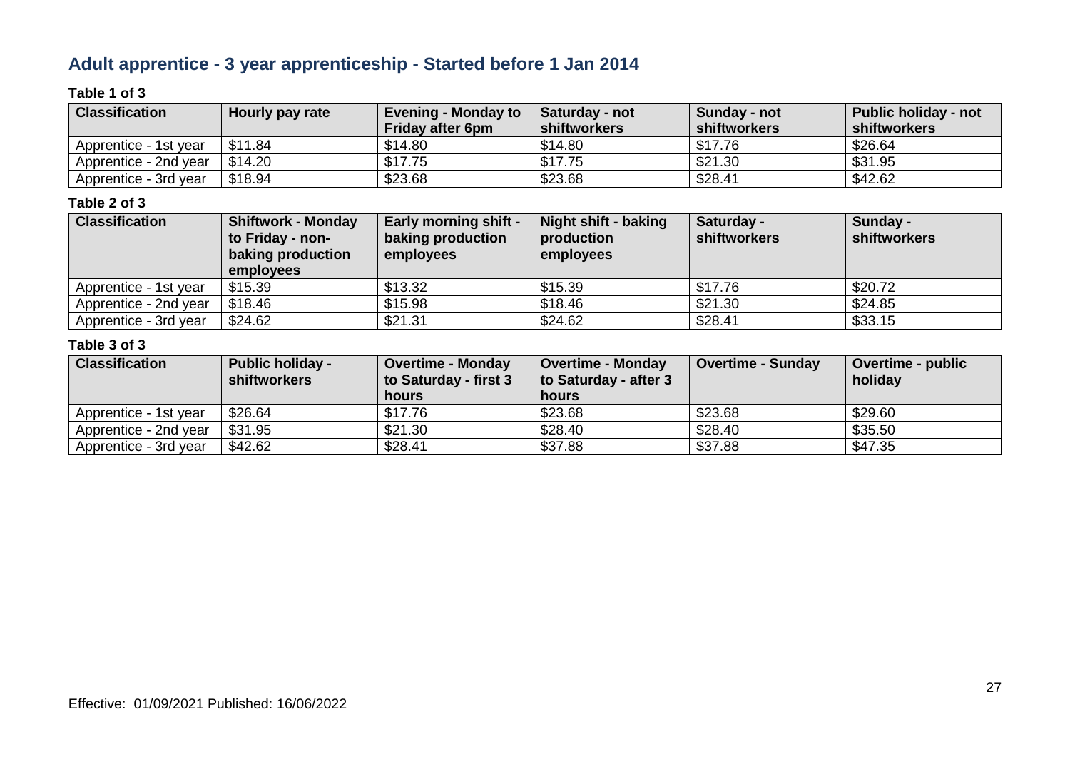## Adult apprentice - 3 year apprenticeship - Started before 1 Jan 2014

**Table 1 of 3**

| Classification | Hourly pay rate | Evening - Monday to Friday after 6pm | Saturday - not shiftworkers | Sunday - not shiftworkers | Public holiday - not shiftworkers |
|---|---|---|---|---|---|
| Apprentice - 1st year | $11.84 | $14.80 | $14.80 | $17.76 | $26.64 |
| Apprentice - 2nd year | $14.20 | $17.75 | $17.75 | $21.30 | $31.95 |
| Apprentice - 3rd year | $18.94 | $23.68 | $23.68 | $28.41 | $42.62 |

**Table 2 of 3**

| Classification | Shiftwork - Monday to Friday - non-baking production employees | Early morning shift - baking production employees | Night shift - baking production employees | Saturday - shiftworkers | Sunday - shiftworkers |
|---|---|---|---|---|---|
| Apprentice - 1st year | $15.39 | $13.32 | $15.39 | $17.76 | $20.72 |
| Apprentice - 2nd year | $18.46 | $15.98 | $18.46 | $21.30 | $24.85 |
| Apprentice - 3rd year | $24.62 | $21.31 | $24.62 | $28.41 | $33.15 |

**Table 3 of 3**

| Classification | Public holiday - shiftworkers | Overtime - Monday to Saturday - first 3 hours | Overtime - Monday to Saturday - after 3 hours | Overtime - Sunday | Overtime - public holiday |
|---|---|---|---|---|---|
| Apprentice - 1st year | $26.64 | $17.76 | $23.68 | $23.68 | $29.60 |
| Apprentice - 2nd year | $31.95 | $21.30 | $28.40 | $28.40 | $35.50 |
| Apprentice - 3rd year | $42.62 | $28.41 | $37.88 | $37.88 | $47.35 |

Effective: 01/09/2021 Published: 16/06/2022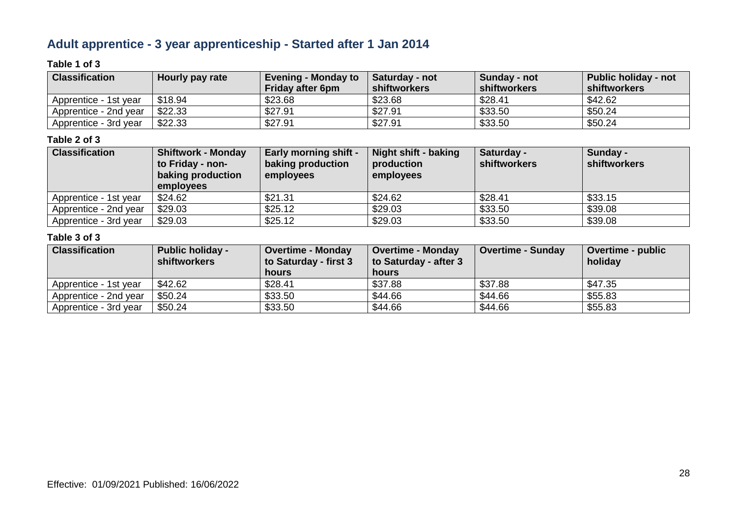## Adult apprentice - 3 year apprenticeship - Started after 1 Jan 2014

**Table 1 of 3**

| Classification | Hourly pay rate | Evening - Monday to Friday after 6pm | Saturday - not shiftworkers | Sunday - not shiftworkers | Public holiday - not shiftworkers |
|---|---|---|---|---|---|
| Apprentice - 1st year | $18.94 | $23.68 | $23.68 | $28.41 | $42.62 |
| Apprentice - 2nd year | $22.33 | $27.91 | $27.91 | $33.50 | $50.24 |
| Apprentice - 3rd year | $22.33 | $27.91 | $27.91 | $33.50 | $50.24 |

**Table 2 of 3**

| Classification | Shiftwork - Monday to Friday - non-baking production employees | Early morning shift - baking production employees | Night shift - baking production employees | Saturday - shiftworkers | Sunday - shiftworkers |
|---|---|---|---|---|---|
| Apprentice - 1st year | $24.62 | $21.31 | $24.62 | $28.41 | $33.15 |
| Apprentice - 2nd year | $29.03 | $25.12 | $29.03 | $33.50 | $39.08 |
| Apprentice - 3rd year | $29.03 | $25.12 | $29.03 | $33.50 | $39.08 |

**Table 3 of 3**

| Classification | Public holiday - shiftworkers | Overtime - Monday to Saturday - first 3 hours | Overtime - Monday to Saturday - after 3 hours | Overtime - Sunday | Overtime - public holiday |
|---|---|---|---|---|---|
| Apprentice - 1st year | $42.62 | $28.41 | $37.88 | $37.88 | $47.35 |
| Apprentice - 2nd year | $50.24 | $33.50 | $44.66 | $44.66 | $55.83 |
| Apprentice - 3rd year | $50.24 | $33.50 | $44.66 | $44.66 | $55.83 |

Effective: 01/09/2021 Published: 16/06/2022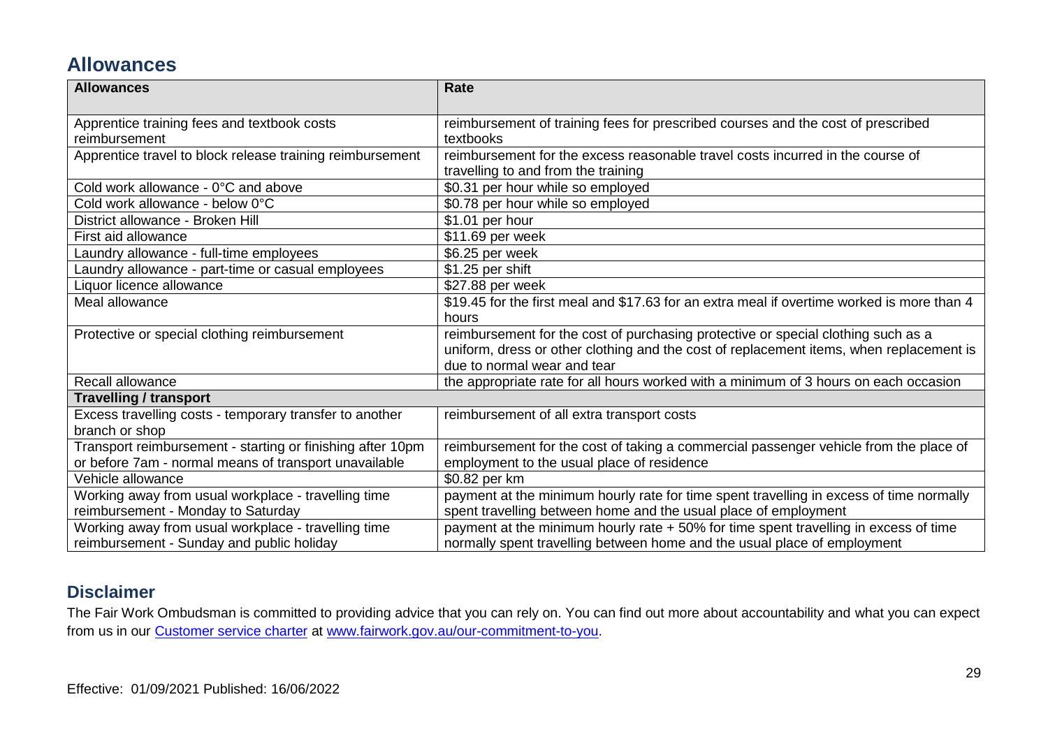## Allowances

| Allowances | Rate |
|---|---|
| Apprentice training fees and textbook costs reimbursement | reimbursement of training fees for prescribed courses and the cost of prescribed textbooks |
| Apprentice travel to block release training reimbursement | reimbursement for the excess reasonable travel costs incurred in the course of travelling to and from the training |
| Cold work allowance - 0°C and above | $0.31 per hour while so employed |
| Cold work allowance - below 0°C | $0.78 per hour while so employed |
| District allowance - Broken Hill | $1.01 per hour |
| First aid allowance | $11.69 per week |
| Laundry allowance - full-time employees | $6.25 per week |
| Laundry allowance - part-time or casual employees | $1.25 per shift |
| Liquor licence allowance | $27.88 per week |
| Meal allowance | $19.45 for the first meal and $17.63 for an extra meal if overtime worked is more than 4 hours |
| Protective or special clothing reimbursement | reimbursement for the cost of purchasing protective or special clothing such as a uniform, dress or other clothing and the cost of replacement items, when replacement is due to normal wear and tear |
| Recall allowance | the appropriate rate for all hours worked with a minimum of 3 hours on each occasion |
| **Travelling / transport** | |
| Excess travelling costs - temporary transfer to another branch or shop | reimbursement of all extra transport costs |
| Transport reimbursement - starting or finishing after 10pm or before 7am - normal means of transport unavailable | reimbursement for the cost of taking a commercial passenger vehicle from the place of employment to the usual place of residence |
| Vehicle allowance | $0.82 per km |
| Working away from usual workplace - travelling time reimbursement - Monday to Saturday | payment at the minimum hourly rate for time spent travelling in excess of time normally spent travelling between home and the usual place of employment |
| Working away from usual workplace - travelling time reimbursement - Sunday and public holiday | payment at the minimum hourly rate + 50% for time spent travelling in excess of time normally spent travelling between home and the usual place of employment |

## Disclaimer

The Fair Work Ombudsman is committed to providing advice that you can rely on. You can find out more about accountability and what you can expect from us in our [Customer service charter](www.fairwork.gov.au/our-commitment-to-you) at [www.fairwork.gov.au/our-commitment-to-you](www.fairwork.gov.au/our-commitment-to-you).

Effective: 01/09/2021 Published: 16/06/2022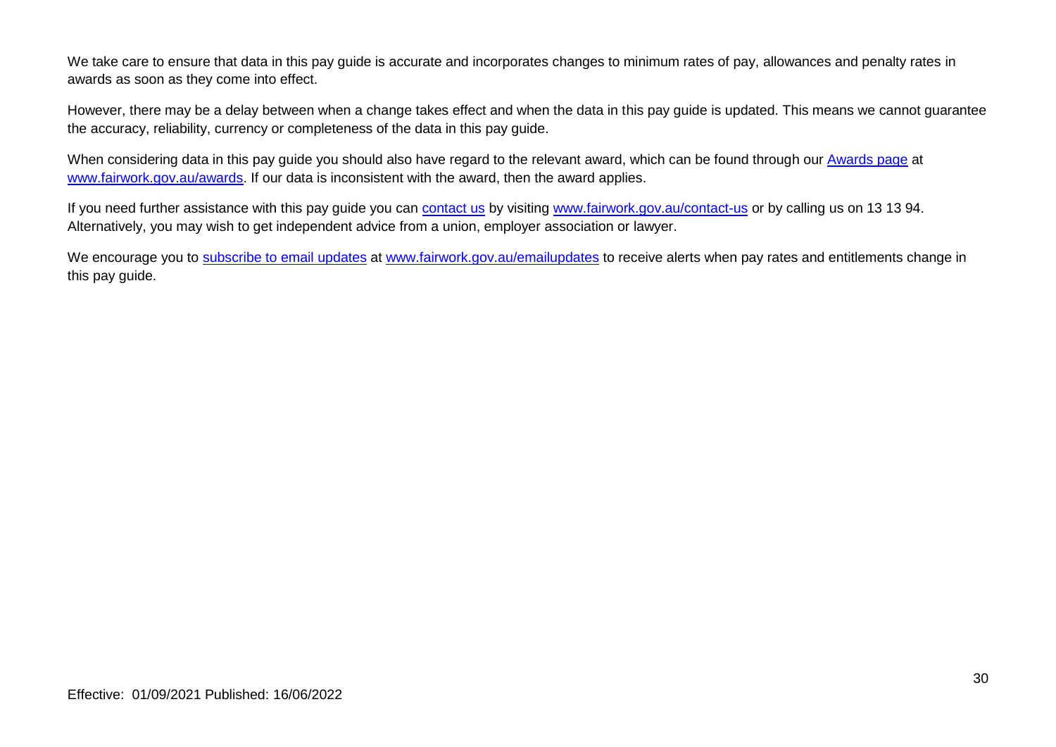We take care to ensure that data in this pay guide is accurate and incorporates changes to minimum rates of pay, allowances and penalty rates in awards as soon as they come into effect.

However, there may be a delay between when a change takes effect and when the data in this pay guide is updated. This means we cannot guarantee the accuracy, reliability, currency or completeness of the data in this pay guide.

When considering data in this pay guide you should also have regard to the relevant award, which can be found through our Awards page at www.fairwork.gov.au/awards. If our data is inconsistent with the award, then the award applies.

If you need further assistance with this pay guide you can contact us by visiting www.fairwork.gov.au/contact-us or by calling us on 13 13 94. Alternatively, you may wish to get independent advice from a union, employer association or lawyer.

We encourage you to subscribe to email updates at www.fairwork.gov.au/emailupdates to receive alerts when pay rates and entitlements change in this pay guide.